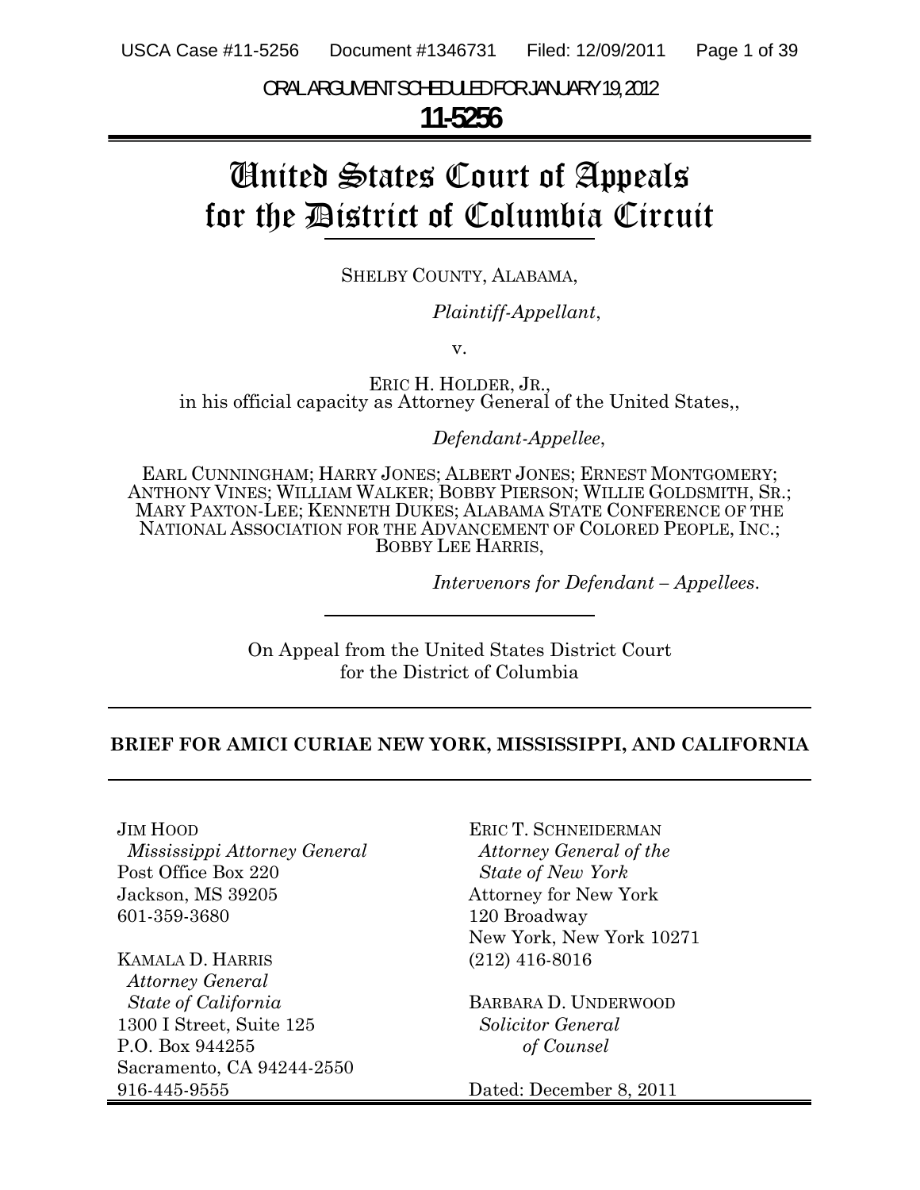ORAL ARGUMENT SCHEDULED FOR JANUARY 19, 2012

**11-5256**

# United States Court of Appeals for the District of Columbia Circuit

SHELBY COUNTY, ALABAMA,

*Plaintiff-Appellant*,

v.

ERIC H. HOLDER, JR., in his official capacity as Attorney General of the United States,,

*Defendant-Appellee*,

EARL CUNNINGHAM; HARRY JONES; ALBERT JONES; ERNEST MONTGOMERY; ANTHONY VINES; WILLIAM WALKER; BOBBY PIERSON; WILLIE GOLDSMITH, SR.; MARY PAXTON-LEE; KENNETH DUKES; ALABAMA STATE CONFERENCE OF THE NATIONAL ASSOCIATION FOR THE ADVANCEMENT OF COLORED PEOPLE, INC.; BOBBY LEE HARRIS,

*Intervenors for Defendant – Appellees*.

On Appeal from the United States District Court for the District of Columbia

**BRIEF FOR AMICI CURIAE NEW YORK, MISSISSIPPI, AND CALIFORNIA**

JIM HOOD
*Mississippi Attorney General*
Post Office Box 220
Jackson, MS 39205
601-359-3680

KAMALA D. HARRIS
*Attorney General*
*State of California*
1300 I Street, Suite 125
P.O. Box 944255
Sacramento, CA 94244-2550
916-445-9555

ERIC T. SCHNEIDERMAN
*Attorney General of the State of New York*
Attorney for New York
120 Broadway
New York, New York 10271
(212) 416-8016

BARBARA D. UNDERWOOD
*Solicitor General*
*of Counsel*

Dated: December 8, 2011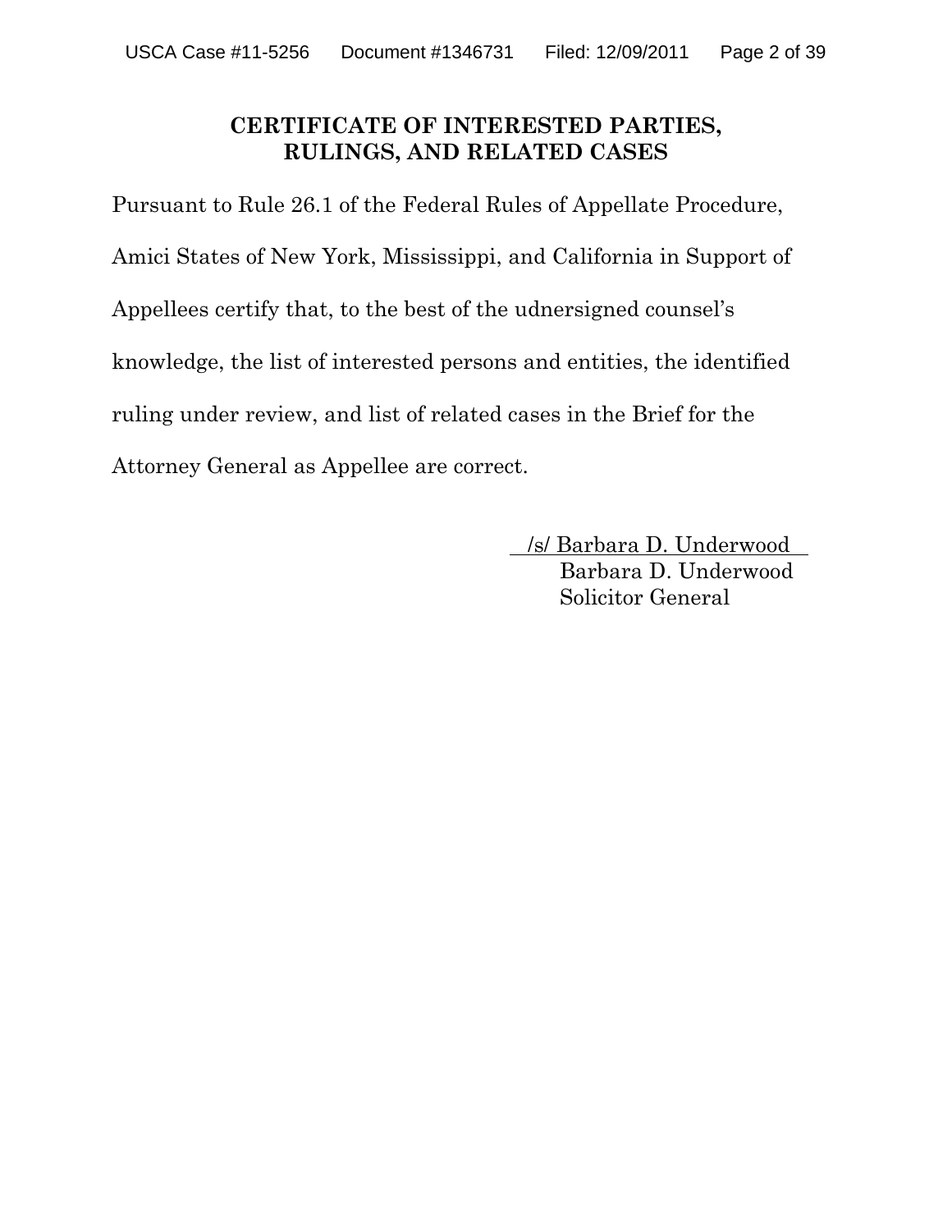## CERTIFICATE OF INTERESTED PARTIES, RULINGS, AND RELATED CASES

Pursuant to Rule 26.1 of the Federal Rules of Appellate Procedure, Amici States of New York, Mississippi, and California in Support of Appellees certify that, to the best of the udnersigned counsel's knowledge, the list of interested persons and entities, the identified ruling under review, and list of related cases in the Brief for the Attorney General as Appellee are correct.

/s/ Barbara D. Underwood
Barbara D. Underwood
Solicitor General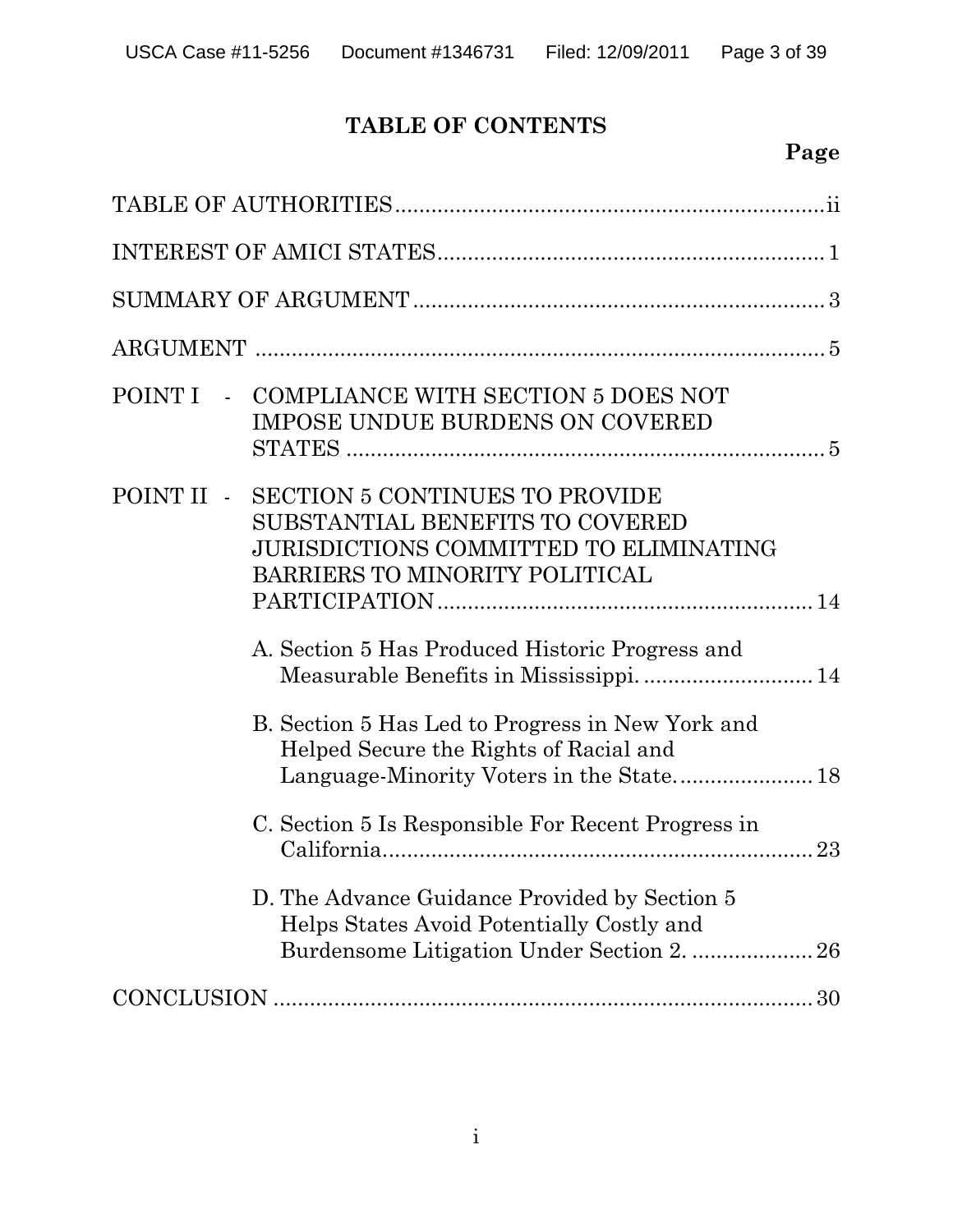# TABLE OF CONTENTS

**Page**

TABLE OF AUTHORITIES ........................................................................ ii

INTEREST OF AMICI STATES ............................................................. 1

SUMMARY OF ARGUMENT ................................................................... 3

ARGUMENT ............................................................................................. 5

POINT I - COMPLIANCE WITH SECTION 5 DOES NOT IMPOSE UNDUE BURDENS ON COVERED STATES ............................................................................. 5

POINT II - SECTION 5 CONTINUES TO PROVIDE SUBSTANTIAL BENEFITS TO COVERED JURISDICTIONS COMMITTED TO ELIMINATING BARRIERS TO MINORITY POLITICAL PARTICIPATION ............................................................. 14

A. Section 5 Has Produced Historic Progress and Measurable Benefits in Mississippi. ........................... 14

B. Section 5 Has Led to Progress in New York and Helped Secure the Rights of Racial and Language-Minority Voters in the State. ..................... 18

C. Section 5 Is Responsible For Recent Progress in California. ..................................................................... 23

D. The Advance Guidance Provided by Section 5 Helps States Avoid Potentially Costly and Burdensome Litigation Under Section 2. ................... 26

CONCLUSION ........................................................................................ 30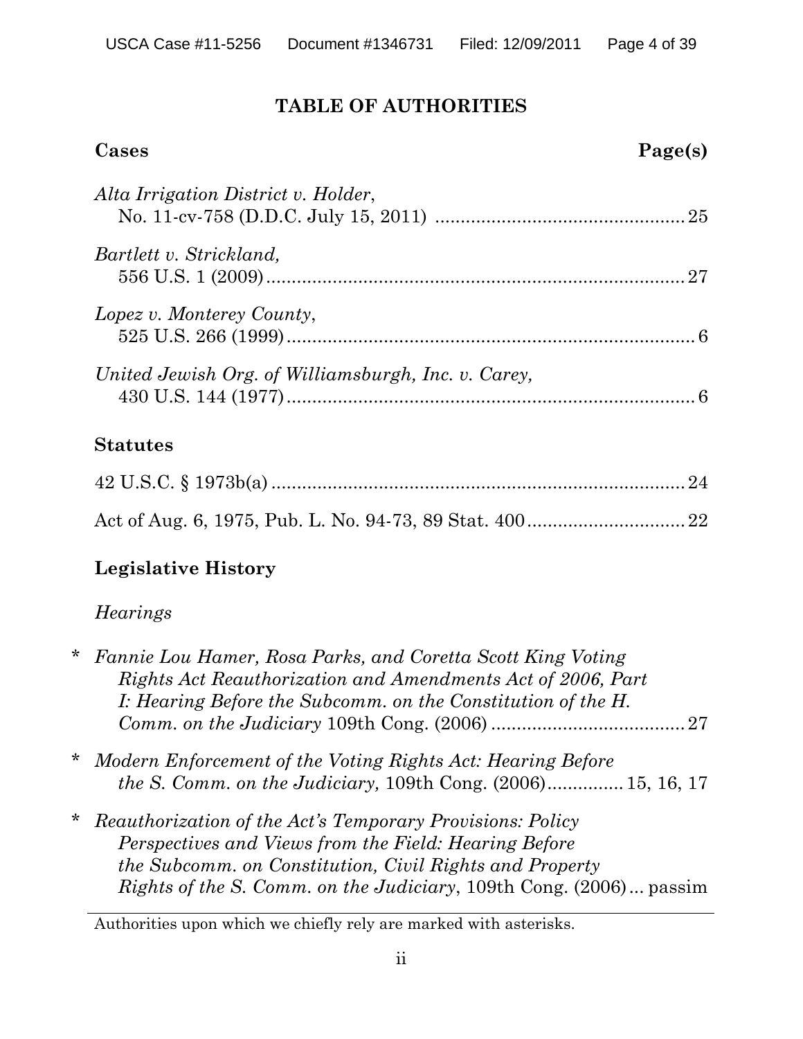## TABLE OF AUTHORITIES

**Cases** **Page(s)**

*Alta Irrigation District v. Holder*,
No. 11-cv-758 (D.D.C. July 15, 2011) ................................................ 25

*Bartlett v. Strickland,*
556 U.S. 1 (2009) .................................................................................. 27

*Lopez v. Monterey County*,
525 U.S. 266 (1999) ................................................................................ 6

*United Jewish Org. of Williamsburgh, Inc. v. Carey,*
430 U.S. 144 (1977) ................................................................................ 6

**Statutes**

42 U.S.C. § 1973b(a) ................................................................................ 24

Act of Aug. 6, 1975, Pub. L. No. 94-73, 89 Stat. 400 .............................. 22

**Legislative History**

*Hearings*

\* *Fannie Lou Hamer, Rosa Parks, and Coretta Scott King Voting Rights Act Reauthorization and Amendments Act of 2006, Part I: Hearing Before the Subcomm. on the Constitution of the H. Comm. on the Judiciary* 109th Cong. (2006) ...................................... 27

\* *Modern Enforcement of the Voting Rights Act: Hearing Before the S. Comm. on the Judiciary,* 109th Cong. (2006) ............... 15, 16, 17

\* *Reauthorization of the Act's Temporary Provisions: Policy Perspectives and Views from the Field: Hearing Before the Subcomm. on Constitution, Civil Rights and Property Rights of the S. Comm. on the Judiciary*, 109th Cong. (2006) ... passim

---

Authorities upon which we chiefly rely are marked with asterisks.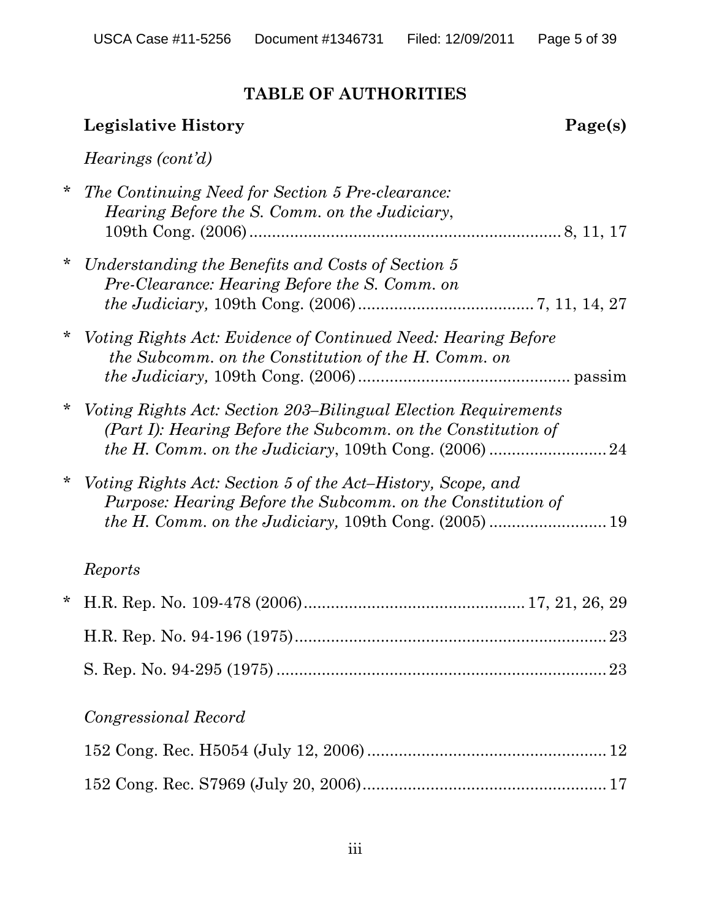## TABLE OF AUTHORITIES

**Legislative History** **Page(s)**

*Hearings (cont'd)*

\* *The Continuing Need for Section 5 Pre-clearance: Hearing Before the S. Comm. on the Judiciary*, 109th Cong. (2006) .......... 8, 11, 17

\* *Understanding the Benefits and Costs of Section 5 Pre-Clearance: Hearing Before the S. Comm. on the Judiciary,* 109th Cong. (2006) .......... 7, 11, 14, 27

\* *Voting Rights Act: Evidence of Continued Need: Hearing Before the Subcomm. on the Constitution of the H. Comm. on the Judiciary,* 109th Cong. (2006) .......... passim

\* *Voting Rights Act: Section 203–Bilingual Election Requirements (Part I): Hearing Before the Subcomm. on the Constitution of the H. Comm. on the Judiciary*, 109th Cong. (2006) .......... 24

\* *Voting Rights Act: Section 5 of the Act–History, Scope, and Purpose: Hearing Before the Subcomm. on the Constitution of the H. Comm. on the Judiciary,* 109th Cong. (2005) .......... 19

*Reports*

\* H.R. Rep. No. 109-478 (2006) .......... 17, 21, 26, 29

H.R. Rep. No. 94-196 (1975) .......... 23

S. Rep. No. 94-295 (1975) .......... 23

*Congressional Record*

152 Cong. Rec. H5054 (July 12, 2006) .......... 12

152 Cong. Rec. S7969 (July 20, 2006) .......... 17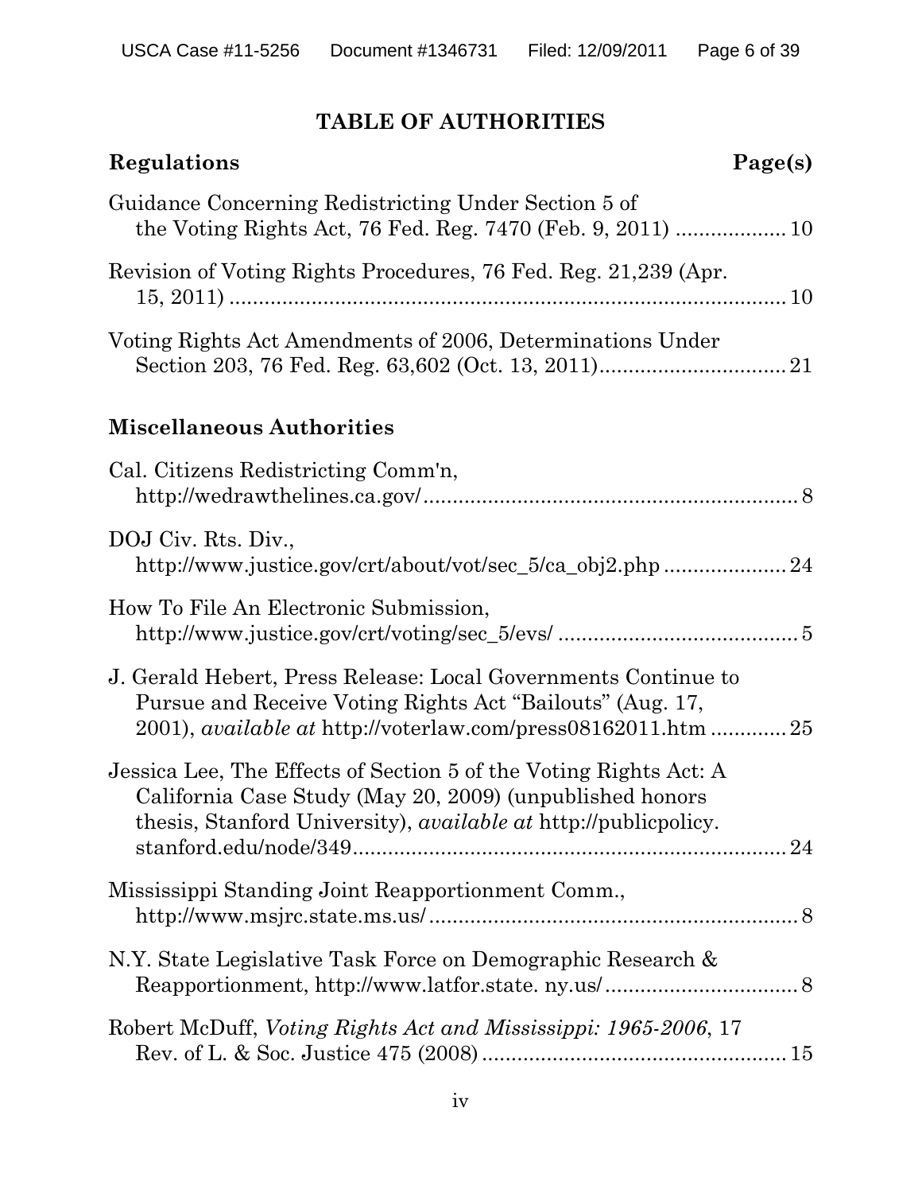## TABLE OF AUTHORITIES

**Regulations** **Page(s)**

Guidance Concerning Redistricting Under Section 5 of the Voting Rights Act, 76 Fed. Reg. 7470 (Feb. 9, 2011) .................. 10

Revision of Voting Rights Procedures, 76 Fed. Reg. 21,239 (Apr. 15, 2011) .............................................................................. 10

Voting Rights Act Amendments of 2006, Determinations Under Section 203, 76 Fed. Reg. 63,602 (Oct. 13, 2011)................................ 21

**Miscellaneous Authorities**

Cal. Citizens Redistricting Comm'n, http://wedrawthelines.ca.gov/................................................................ 8

DOJ Civ. Rts. Div., http://www.justice.gov/crt/about/vot/sec_5/ca_obj2.php ..................... 24

How To File An Electronic Submission, http://www.justice.gov/crt/voting/sec_5/evs/ ......................................... 5

J. Gerald Hebert, Press Release: Local Governments Continue to Pursue and Receive Voting Rights Act "Bailouts" (Aug. 17, 2001), *available at* http://voterlaw.com/press08162011.htm ............. 25

Jessica Lee, The Effects of Section 5 of the Voting Rights Act: A California Case Study (May 20, 2009) (unpublished honors thesis, Stanford University), *available at* http://publicpolicy.stanford.edu/node/349......................................................................... 24

Mississippi Standing Joint Reapportionment Comm., http://www.msjrc.state.ms.us/.............................................................. 8

N.Y. State Legislative Task Force on Demographic Research & Reapportionment, http://www.latfor.state. ny.us/................................. 8

Robert McDuff, *Voting Rights Act and Mississippi: 1965-2006*, 17 Rev. of L. & Soc. Justice 475 (2008)................................................... 15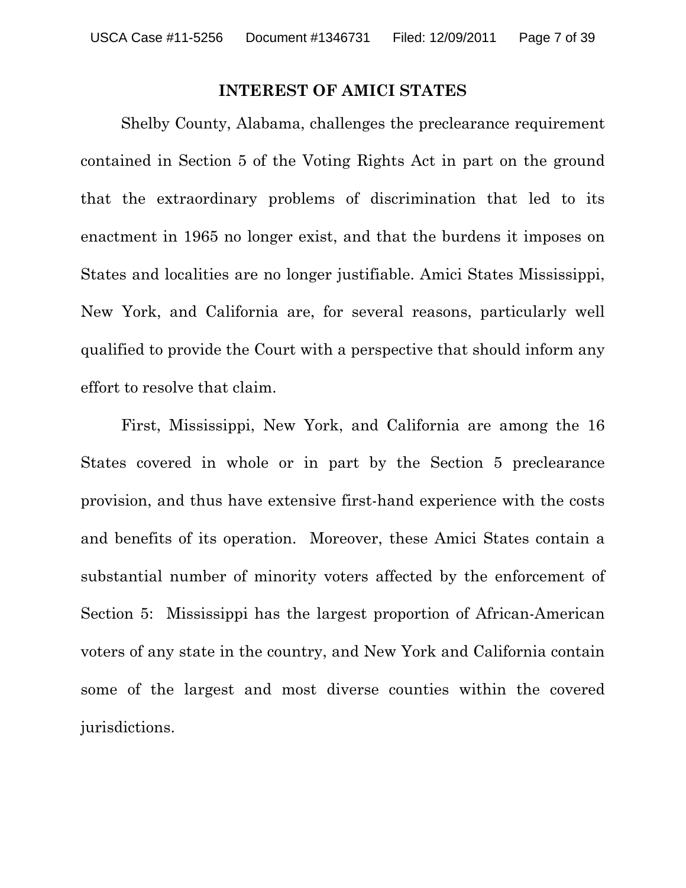# INTEREST OF AMICI STATES

Shelby County, Alabama, challenges the preclearance requirement contained in Section 5 of the Voting Rights Act in part on the ground that the extraordinary problems of discrimination that led to its enactment in 1965 no longer exist, and that the burdens it imposes on States and localities are no longer justifiable. Amici States Mississippi, New York, and California are, for several reasons, particularly well qualified to provide the Court with a perspective that should inform any effort to resolve that claim.

First, Mississippi, New York, and California are among the 16 States covered in whole or in part by the Section 5 preclearance provision, and thus have extensive first-hand experience with the costs and benefits of its operation. Moreover, these Amici States contain a substantial number of minority voters affected by the enforcement of Section 5: Mississippi has the largest proportion of African-American voters of any state in the country, and New York and California contain some of the largest and most diverse counties within the covered jurisdictions.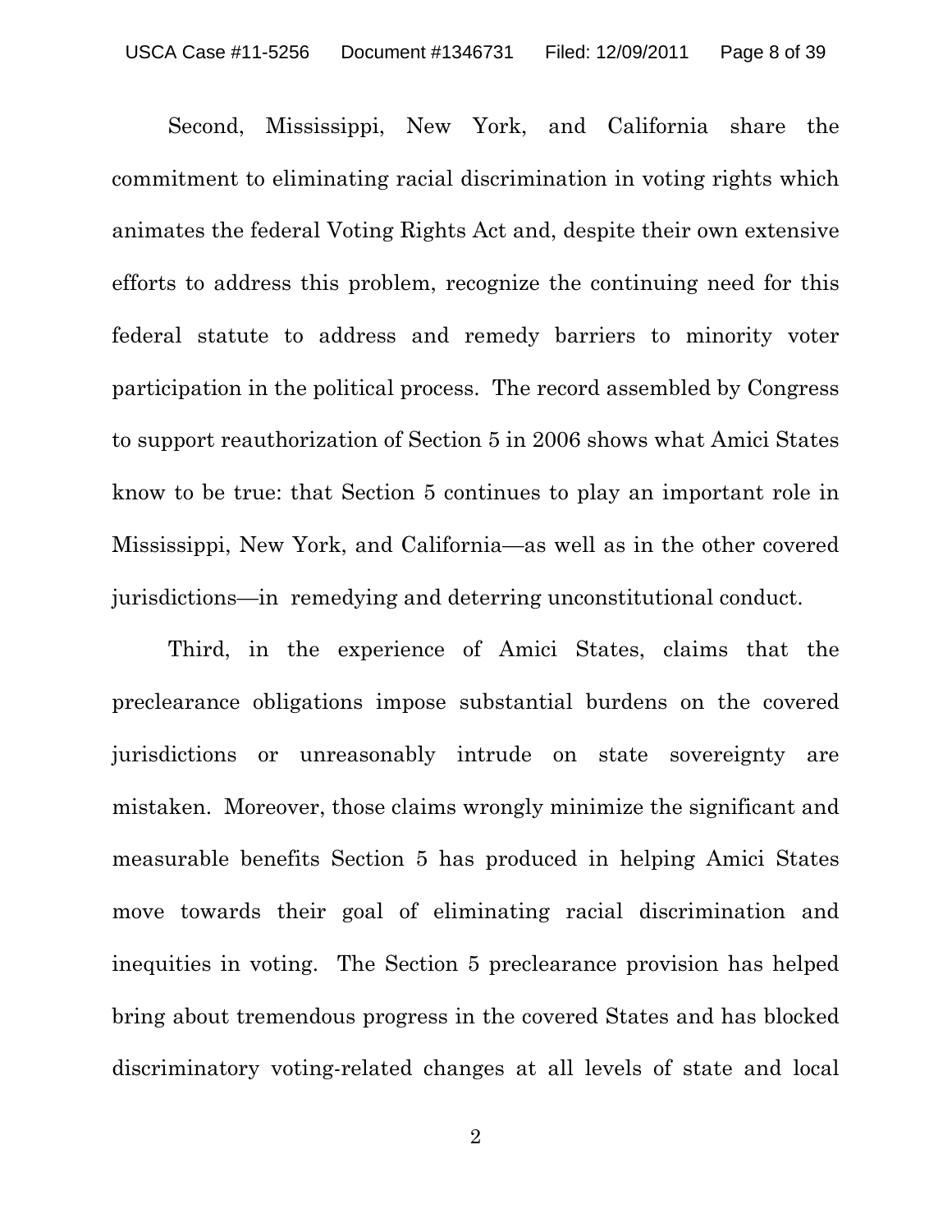Second, Mississippi, New York, and California share the commitment to eliminating racial discrimination in voting rights which animates the federal Voting Rights Act and, despite their own extensive efforts to address this problem, recognize the continuing need for this federal statute to address and remedy barriers to minority voter participation in the political process. The record assembled by Congress to support reauthorization of Section 5 in 2006 shows what Amici States know to be true: that Section 5 continues to play an important role in Mississippi, New York, and California—as well as in the other covered jurisdictions—in remedying and deterring unconstitutional conduct.

Third, in the experience of Amici States, claims that the preclearance obligations impose substantial burdens on the covered jurisdictions or unreasonably intrude on state sovereignty are mistaken. Moreover, those claims wrongly minimize the significant and measurable benefits Section 5 has produced in helping Amici States move towards their goal of eliminating racial discrimination and inequities in voting. The Section 5 preclearance provision has helped bring about tremendous progress in the covered States and has blocked discriminatory voting-related changes at all levels of state and local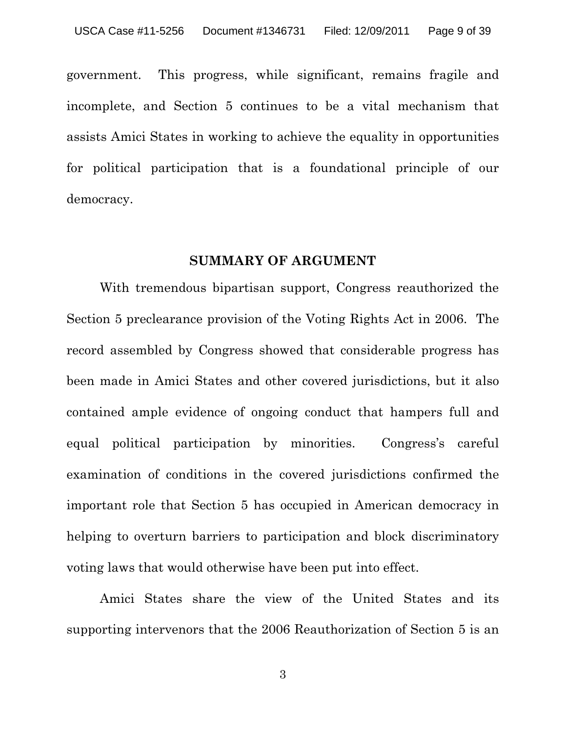government. This progress, while significant, remains fragile and incomplete, and Section 5 continues to be a vital mechanism that assists Amici States in working to achieve the equality in opportunities for political participation that is a foundational principle of our democracy.

## SUMMARY OF ARGUMENT

With tremendous bipartisan support, Congress reauthorized the Section 5 preclearance provision of the Voting Rights Act in 2006. The record assembled by Congress showed that considerable progress has been made in Amici States and other covered jurisdictions, but it also contained ample evidence of ongoing conduct that hampers full and equal political participation by minorities. Congress's careful examination of conditions in the covered jurisdictions confirmed the important role that Section 5 has occupied in American democracy in helping to overturn barriers to participation and block discriminatory voting laws that would otherwise have been put into effect.

Amici States share the view of the United States and its supporting intervenors that the 2006 Reauthorization of Section 5 is an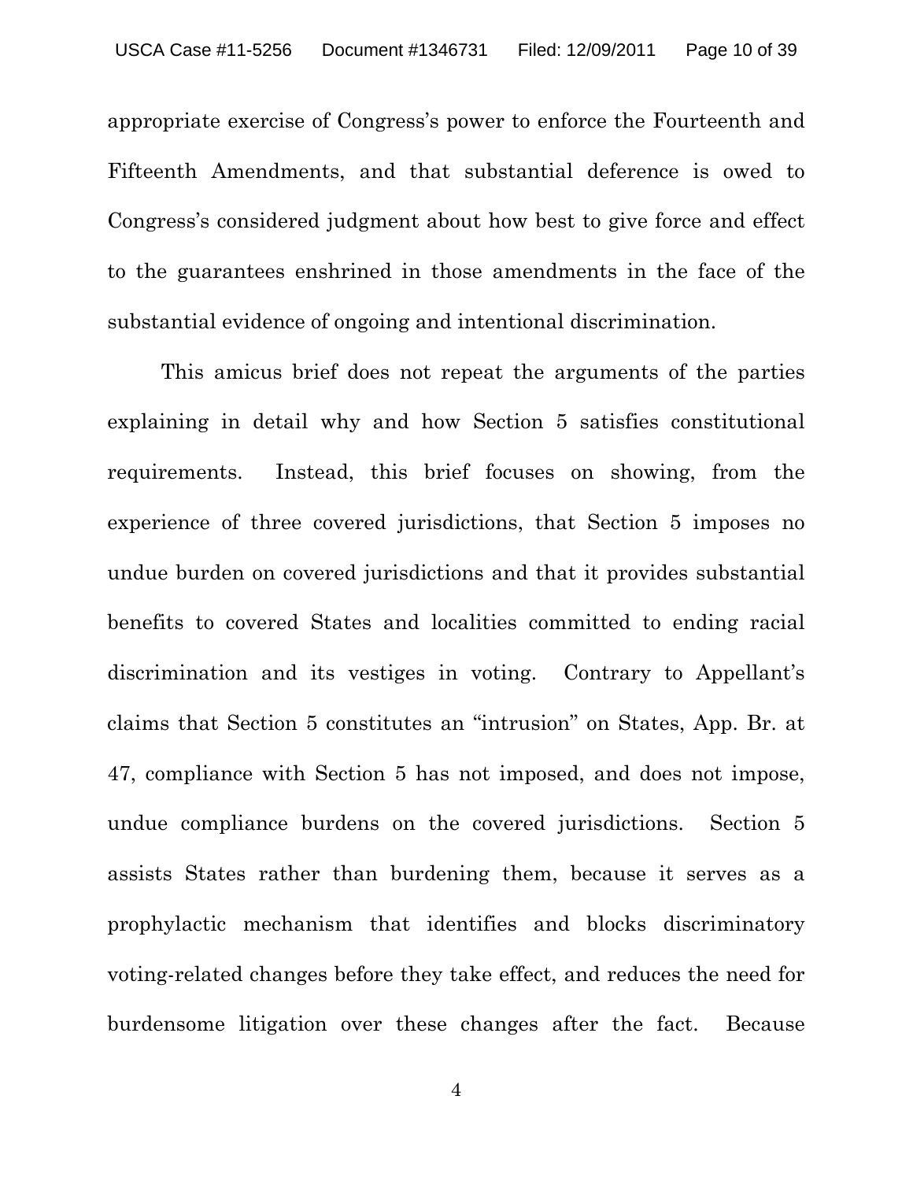appropriate exercise of Congress's power to enforce the Fourteenth and Fifteenth Amendments, and that substantial deference is owed to Congress's considered judgment about how best to give force and effect to the guarantees enshrined in those amendments in the face of the substantial evidence of ongoing and intentional discrimination.

This amicus brief does not repeat the arguments of the parties explaining in detail why and how Section 5 satisfies constitutional requirements. Instead, this brief focuses on showing, from the experience of three covered jurisdictions, that Section 5 imposes no undue burden on covered jurisdictions and that it provides substantial benefits to covered States and localities committed to ending racial discrimination and its vestiges in voting. Contrary to Appellant's claims that Section 5 constitutes an "intrusion" on States, App. Br. at 47, compliance with Section 5 has not imposed, and does not impose, undue compliance burdens on the covered jurisdictions. Section 5 assists States rather than burdening them, because it serves as a prophylactic mechanism that identifies and blocks discriminatory voting-related changes before they take effect, and reduces the need for burdensome litigation over these changes after the fact. Because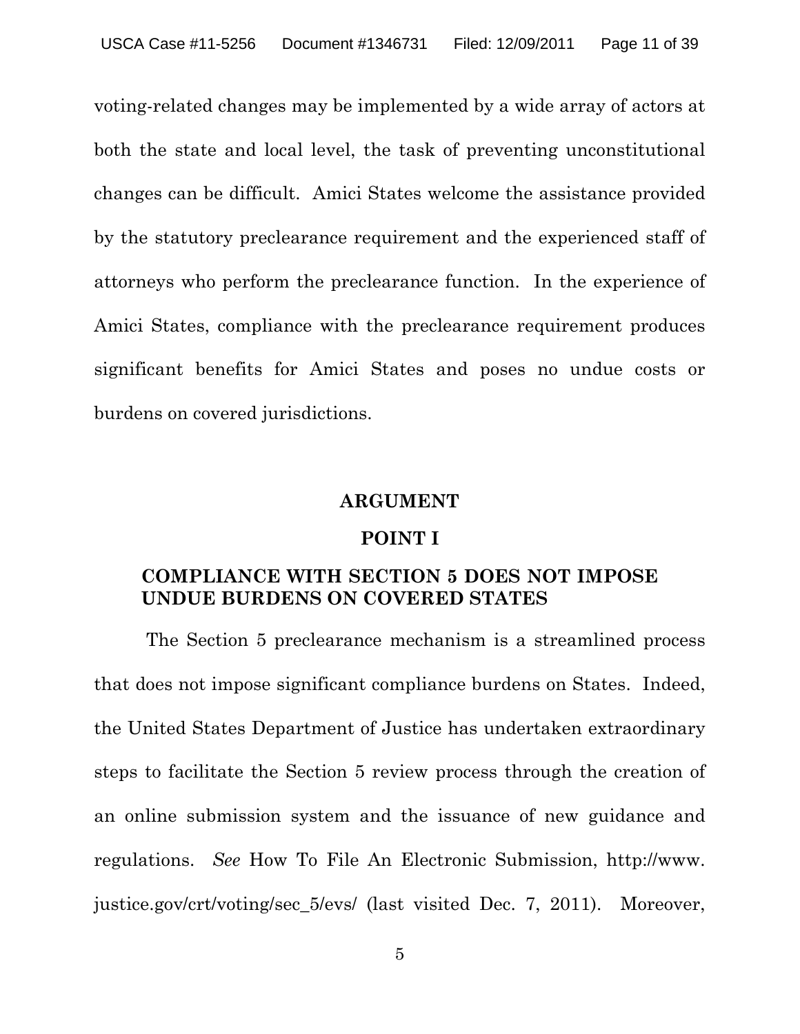voting-related changes may be implemented by a wide array of actors at both the state and local level, the task of preventing unconstitutional changes can be difficult. Amici States welcome the assistance provided by the statutory preclearance requirement and the experienced staff of attorneys who perform the preclearance function. In the experience of Amici States, compliance with the preclearance requirement produces significant benefits for Amici States and poses no undue costs or burdens on covered jurisdictions.

## ARGUMENT

### POINT I

### COMPLIANCE WITH SECTION 5 DOES NOT IMPOSE UNDUE BURDENS ON COVERED STATES

The Section 5 preclearance mechanism is a streamlined process that does not impose significant compliance burdens on States. Indeed, the United States Department of Justice has undertaken extraordinary steps to facilitate the Section 5 review process through the creation of an online submission system and the issuance of new guidance and regulations. *See* How To File An Electronic Submission, http://www.justice.gov/crt/voting/sec_5/evs/ (last visited Dec. 7, 2011). Moreover,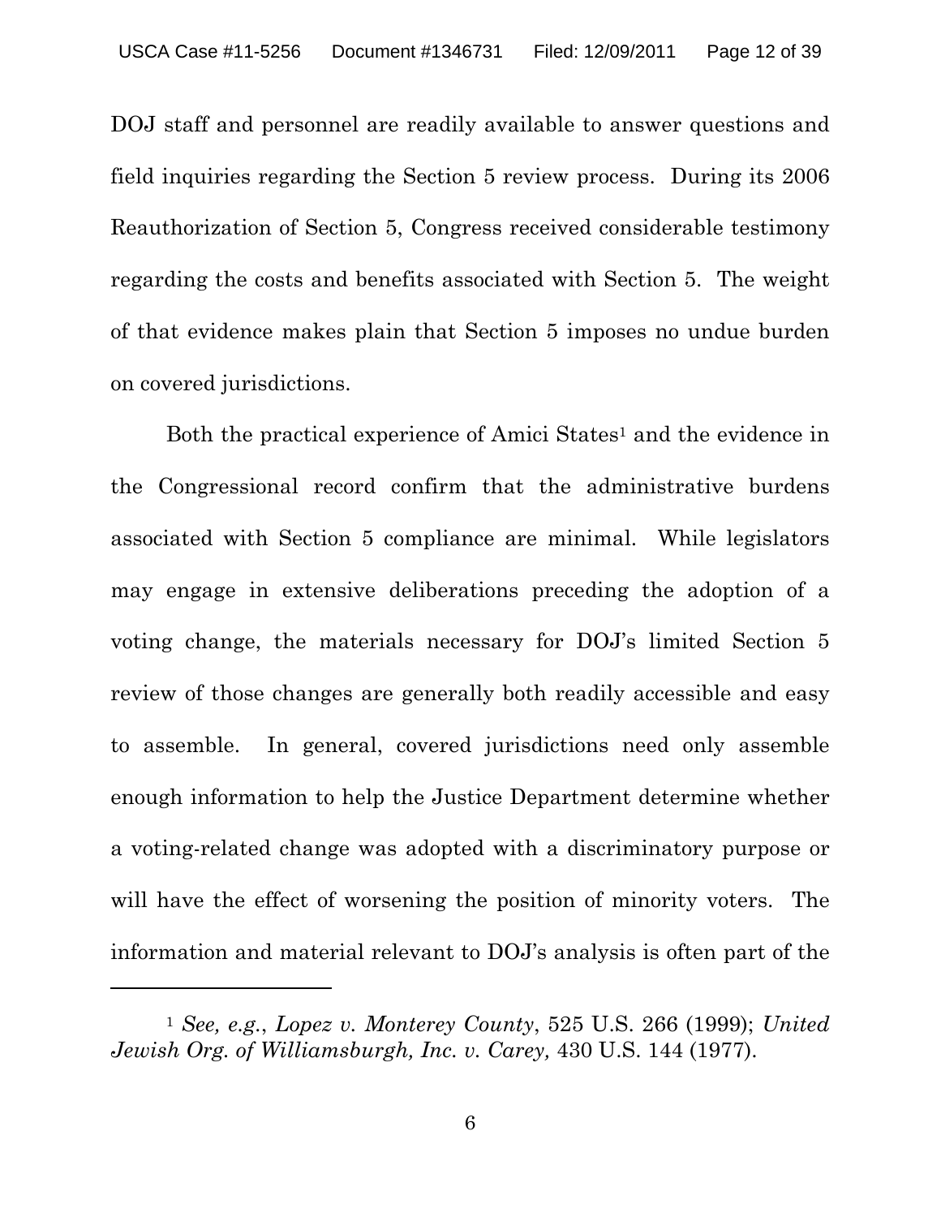DOJ staff and personnel are readily available to answer questions and field inquiries regarding the Section 5 review process. During its 2006 Reauthorization of Section 5, Congress received considerable testimony regarding the costs and benefits associated with Section 5. The weight of that evidence makes plain that Section 5 imposes no undue burden on covered jurisdictions.

Both the practical experience of Amici States[1] and the evidence in the Congressional record confirm that the administrative burdens associated with Section 5 compliance are minimal. While legislators may engage in extensive deliberations preceding the adoption of a voting change, the materials necessary for DOJ's limited Section 5 review of those changes are generally both readily accessible and easy to assemble. In general, covered jurisdictions need only assemble enough information to help the Justice Department determine whether a voting-related change was adopted with a discriminatory purpose or will have the effect of worsening the position of minority voters. The information and material relevant to DOJ's analysis is often part of the

---

[1] *See, e.g.*, *Lopez v. Monterey County*, 525 U.S. 266 (1999); *United Jewish Org. of Williamsburgh, Inc. v. Carey,* 430 U.S. 144 (1977).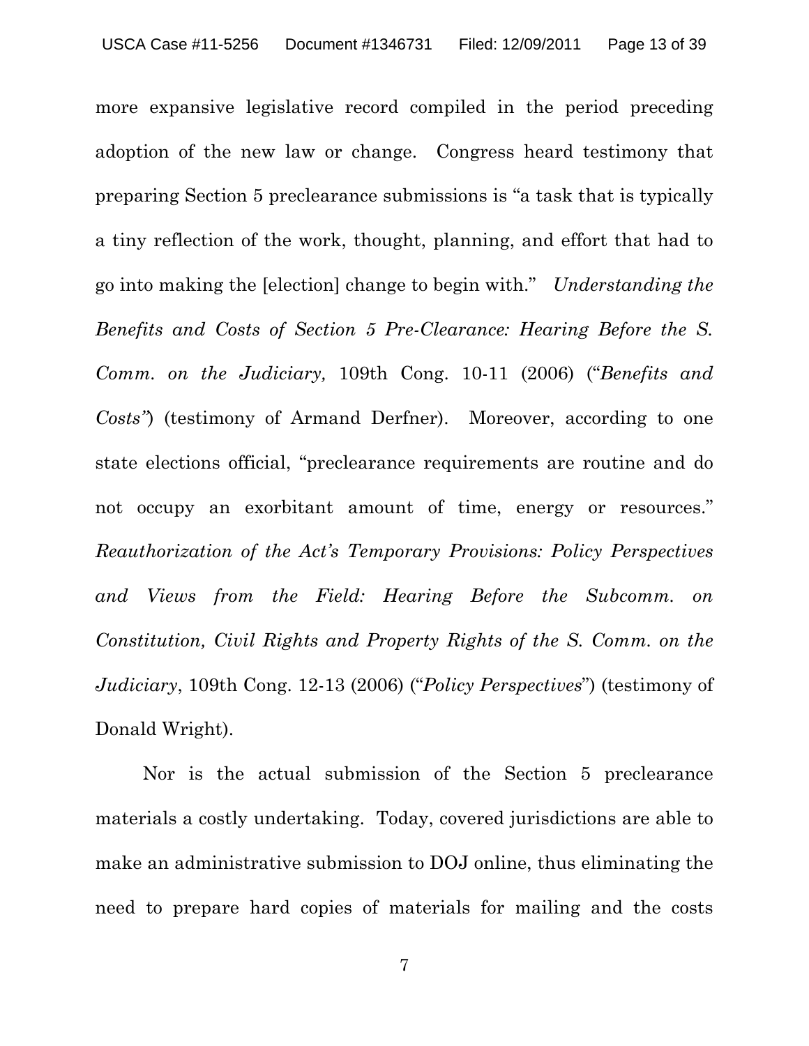more expansive legislative record compiled in the period preceding adoption of the new law or change. Congress heard testimony that preparing Section 5 preclearance submissions is "a task that is typically a tiny reflection of the work, thought, planning, and effort that had to go into making the [election] change to begin with." *Understanding the Benefits and Costs of Section 5 Pre-Clearance: Hearing Before the S. Comm. on the Judiciary,* 109th Cong. 10-11 (2006) ("*Benefits and Costs"*) (testimony of Armand Derfner). Moreover, according to one state elections official, "preclearance requirements are routine and do not occupy an exorbitant amount of time, energy or resources." *Reauthorization of the Act's Temporary Provisions: Policy Perspectives and Views from the Field: Hearing Before the Subcomm. on Constitution, Civil Rights and Property Rights of the S. Comm. on the Judiciary*, 109th Cong. 12-13 (2006) ("*Policy Perspectives*") (testimony of Donald Wright).

Nor is the actual submission of the Section 5 preclearance materials a costly undertaking. Today, covered jurisdictions are able to make an administrative submission to DOJ online, thus eliminating the need to prepare hard copies of materials for mailing and the costs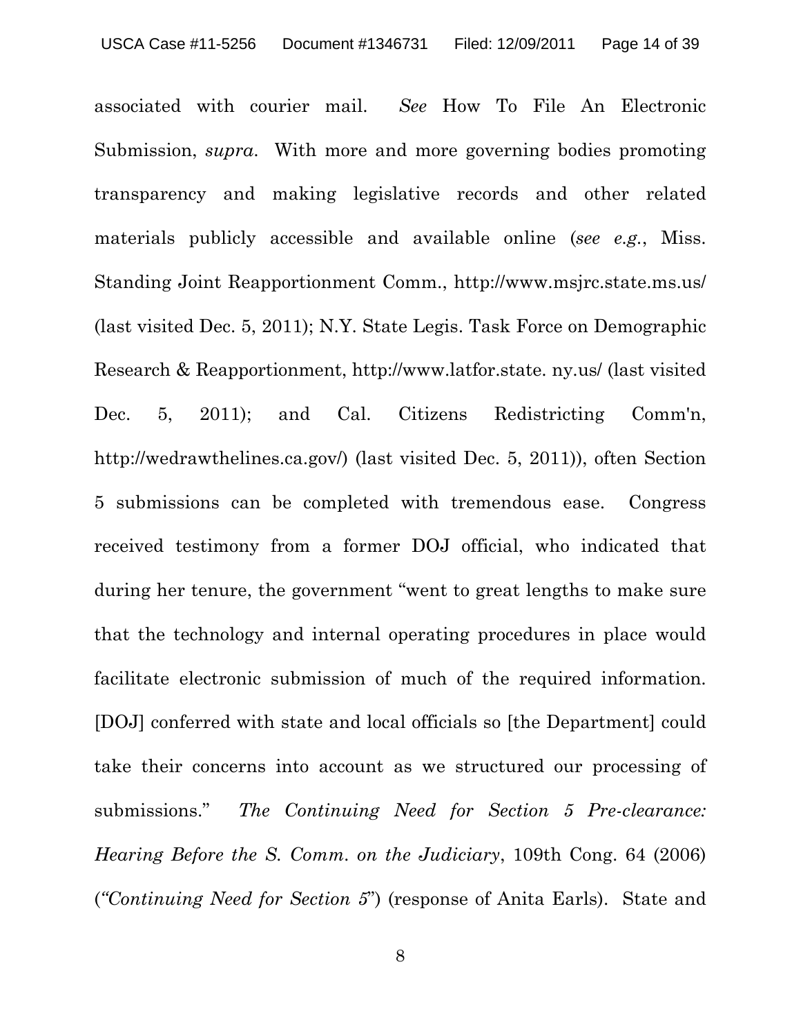associated with courier mail. *See* How To File An Electronic Submission, *supra*. With more and more governing bodies promoting transparency and making legislative records and other related materials publicly accessible and available online (*see e.g.*, Miss. Standing Joint Reapportionment Comm., http://www.msjrc.state.ms.us/ (last visited Dec. 5, 2011); N.Y. State Legis. Task Force on Demographic Research & Reapportionment, http://www.latfor.state. ny.us/ (last visited Dec. 5, 2011); and Cal. Citizens Redistricting Comm'n, http://wedrawthelines.ca.gov/) (last visited Dec. 5, 2011)), often Section 5 submissions can be completed with tremendous ease. Congress received testimony from a former DOJ official, who indicated that during her tenure, the government "went to great lengths to make sure that the technology and internal operating procedures in place would facilitate electronic submission of much of the required information. [DOJ] conferred with state and local officials so [the Department] could take their concerns into account as we structured our processing of submissions." *The Continuing Need for Section 5 Pre-clearance: Hearing Before the S. Comm. on the Judiciary*, 109th Cong. 64 (2006) (*"Continuing Need for Section 5*") (response of Anita Earls). State and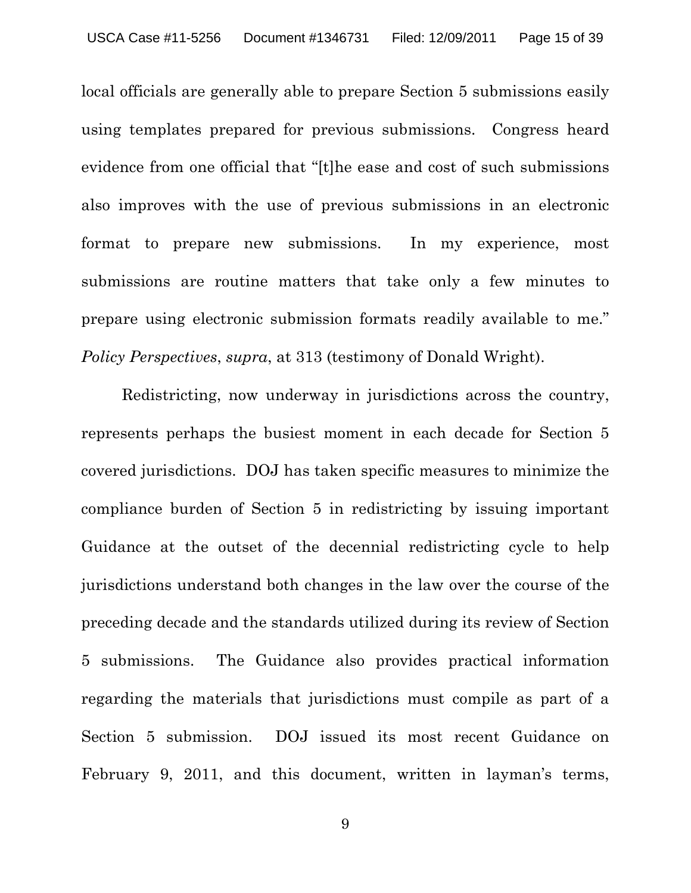local officials are generally able to prepare Section 5 submissions easily using templates prepared for previous submissions. Congress heard evidence from one official that "[t]he ease and cost of such submissions also improves with the use of previous submissions in an electronic format to prepare new submissions. In my experience, most submissions are routine matters that take only a few minutes to prepare using electronic submission formats readily available to me." *Policy Perspectives*, *supra*, at 313 (testimony of Donald Wright).

Redistricting, now underway in jurisdictions across the country, represents perhaps the busiest moment in each decade for Section 5 covered jurisdictions. DOJ has taken specific measures to minimize the compliance burden of Section 5 in redistricting by issuing important Guidance at the outset of the decennial redistricting cycle to help jurisdictions understand both changes in the law over the course of the preceding decade and the standards utilized during its review of Section 5 submissions. The Guidance also provides practical information regarding the materials that jurisdictions must compile as part of a Section 5 submission. DOJ issued its most recent Guidance on February 9, 2011, and this document, written in layman's terms,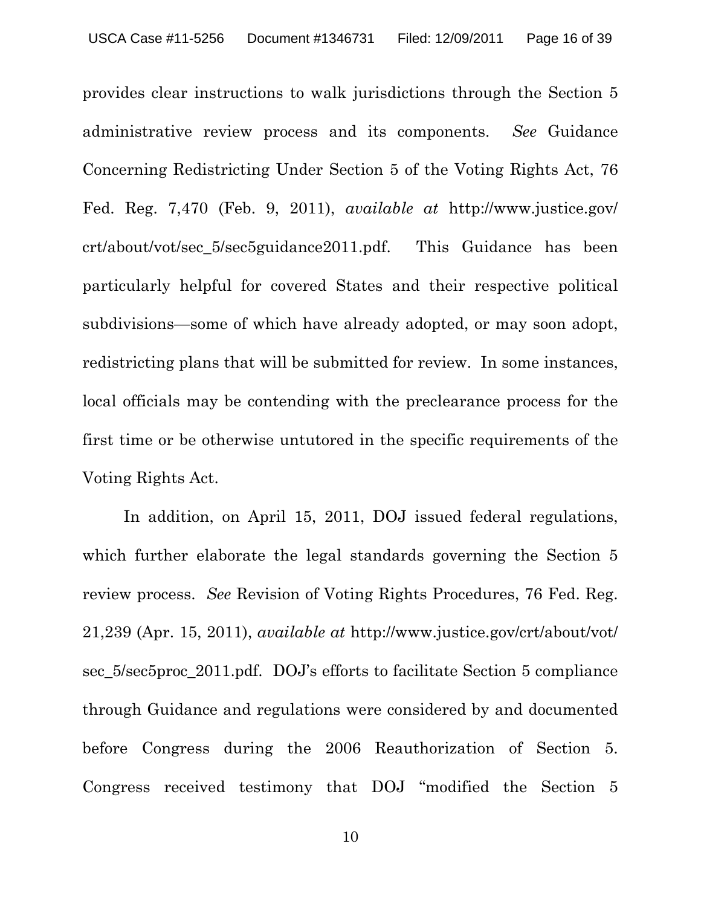provides clear instructions to walk jurisdictions through the Section 5 administrative review process and its components. *See* Guidance Concerning Redistricting Under Section 5 of the Voting Rights Act, 76 Fed. Reg. 7,470 (Feb. 9, 2011), *available at* http://www.justice.gov/crt/about/vot/sec_5/sec5guidance2011.pdf. This Guidance has been particularly helpful for covered States and their respective political subdivisions—some of which have already adopted, or may soon adopt, redistricting plans that will be submitted for review. In some instances, local officials may be contending with the preclearance process for the first time or be otherwise untutored in the specific requirements of the Voting Rights Act.

In addition, on April 15, 2011, DOJ issued federal regulations, which further elaborate the legal standards governing the Section 5 review process. *See* Revision of Voting Rights Procedures, 76 Fed. Reg. 21,239 (Apr. 15, 2011), *available at* http://www.justice.gov/crt/about/vot/sec_5/sec5proc_2011.pdf. DOJ's efforts to facilitate Section 5 compliance through Guidance and regulations were considered by and documented before Congress during the 2006 Reauthorization of Section 5. Congress received testimony that DOJ "modified the Section 5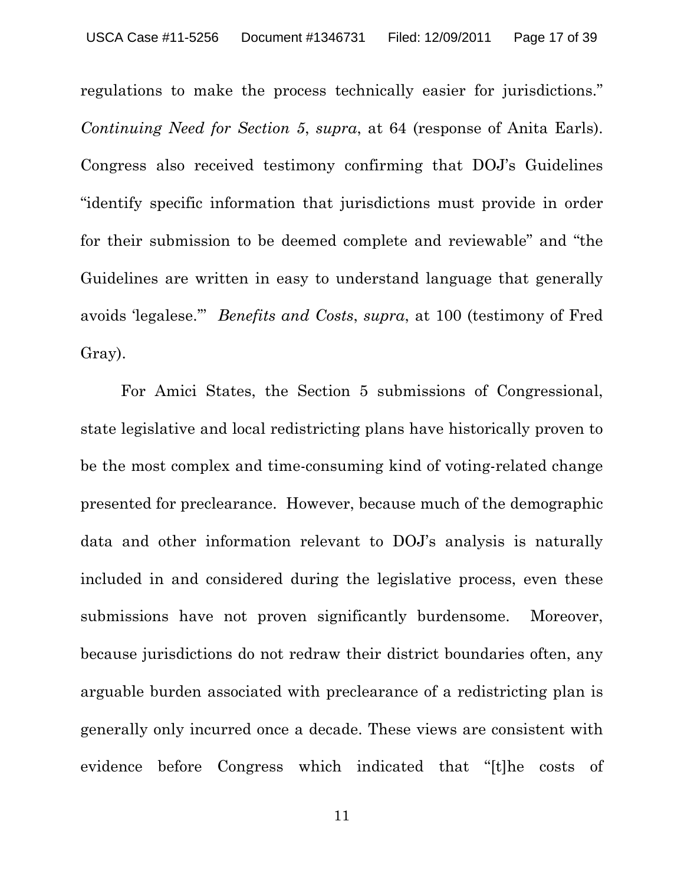regulations to make the process technically easier for jurisdictions." *Continuing Need for Section 5*, *supra*, at 64 (response of Anita Earls). Congress also received testimony confirming that DOJ's Guidelines "identify specific information that jurisdictions must provide in order for their submission to be deemed complete and reviewable" and "the Guidelines are written in easy to understand language that generally avoids 'legalese.'" *Benefits and Costs*, *supra*, at 100 (testimony of Fred Gray).

For Amici States, the Section 5 submissions of Congressional, state legislative and local redistricting plans have historically proven to be the most complex and time-consuming kind of voting-related change presented for preclearance. However, because much of the demographic data and other information relevant to DOJ's analysis is naturally included in and considered during the legislative process, even these submissions have not proven significantly burdensome. Moreover, because jurisdictions do not redraw their district boundaries often, any arguable burden associated with preclearance of a redistricting plan is generally only incurred once a decade. These views are consistent with evidence before Congress which indicated that "[t]he costs of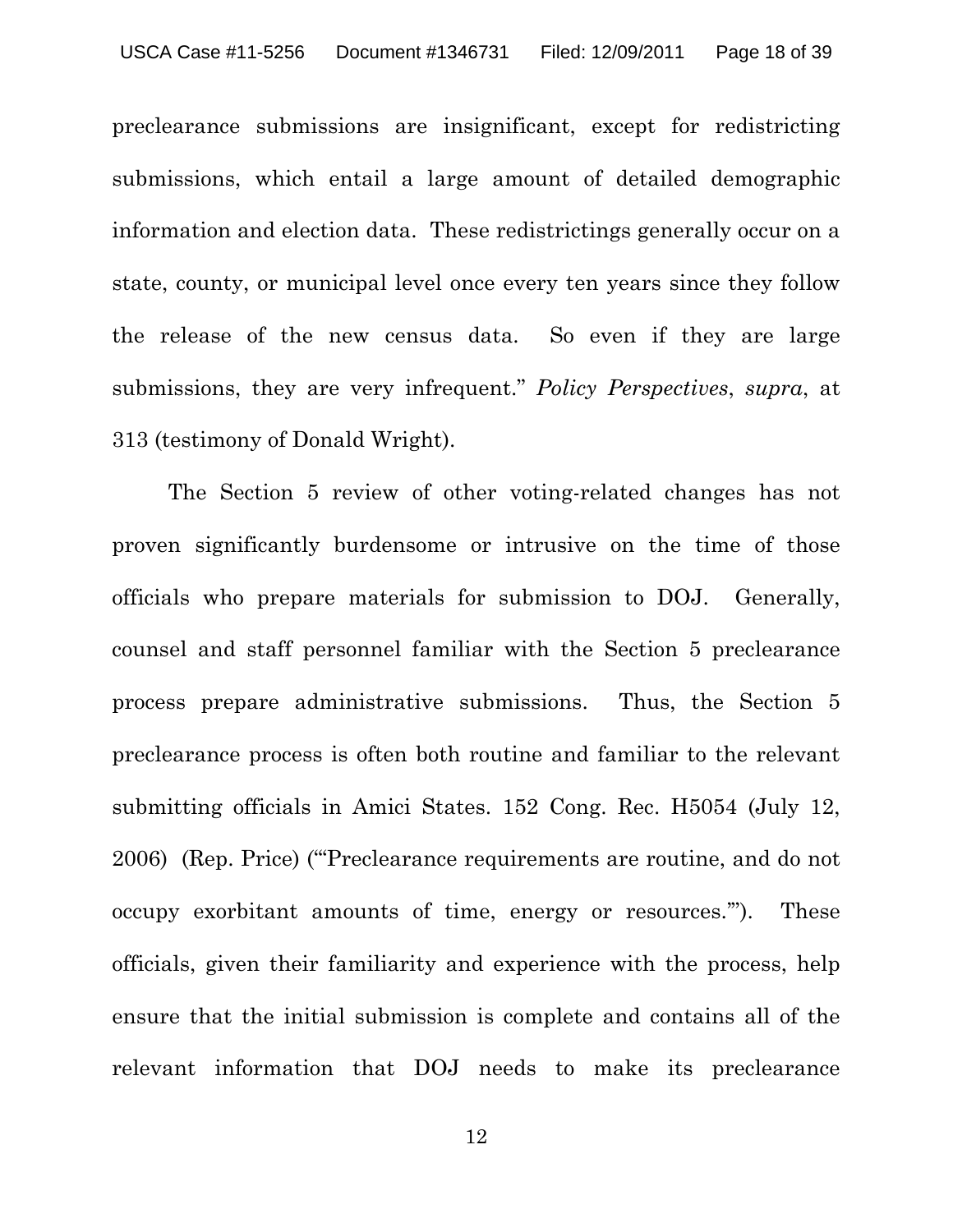preclearance submissions are insignificant, except for redistricting submissions, which entail a large amount of detailed demographic information and election data. These redistrictings generally occur on a state, county, or municipal level once every ten years since they follow the release of the new census data. So even if they are large submissions, they are very infrequent." *Policy Perspectives*, *supra*, at 313 (testimony of Donald Wright).

The Section 5 review of other voting-related changes has not proven significantly burdensome or intrusive on the time of those officials who prepare materials for submission to DOJ. Generally, counsel and staff personnel familiar with the Section 5 preclearance process prepare administrative submissions. Thus, the Section 5 preclearance process is often both routine and familiar to the relevant submitting officials in Amici States. 152 Cong. Rec. H5054 (July 12, 2006) (Rep. Price) ("'Preclearance requirements are routine, and do not occupy exorbitant amounts of time, energy or resources.'"). These officials, given their familiarity and experience with the process, help ensure that the initial submission is complete and contains all of the relevant information that DOJ needs to make its preclearance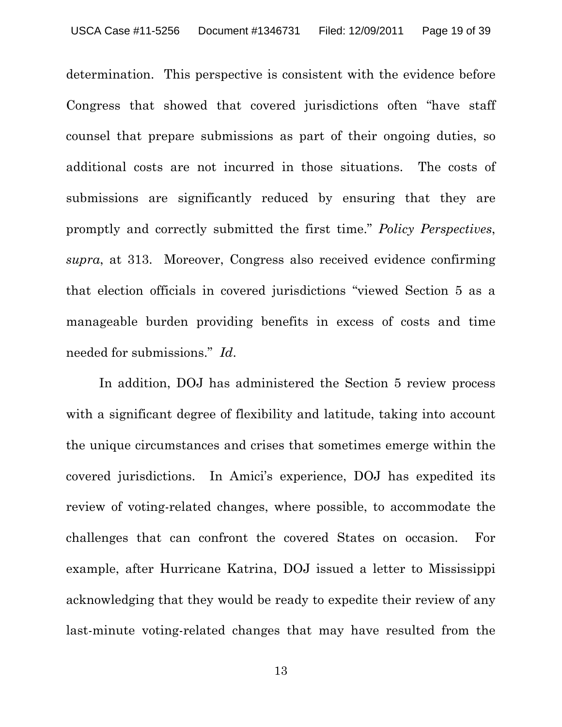determination. This perspective is consistent with the evidence before Congress that showed that covered jurisdictions often "have staff counsel that prepare submissions as part of their ongoing duties, so additional costs are not incurred in those situations. The costs of submissions are significantly reduced by ensuring that they are promptly and correctly submitted the first time." *Policy Perspectives*, *supra*, at 313. Moreover, Congress also received evidence confirming that election officials in covered jurisdictions "viewed Section 5 as a manageable burden providing benefits in excess of costs and time needed for submissions." *Id*.

In addition, DOJ has administered the Section 5 review process with a significant degree of flexibility and latitude, taking into account the unique circumstances and crises that sometimes emerge within the covered jurisdictions. In Amici's experience, DOJ has expedited its review of voting-related changes, where possible, to accommodate the challenges that can confront the covered States on occasion. For example, after Hurricane Katrina, DOJ issued a letter to Mississippi acknowledging that they would be ready to expedite their review of any last-minute voting-related changes that may have resulted from the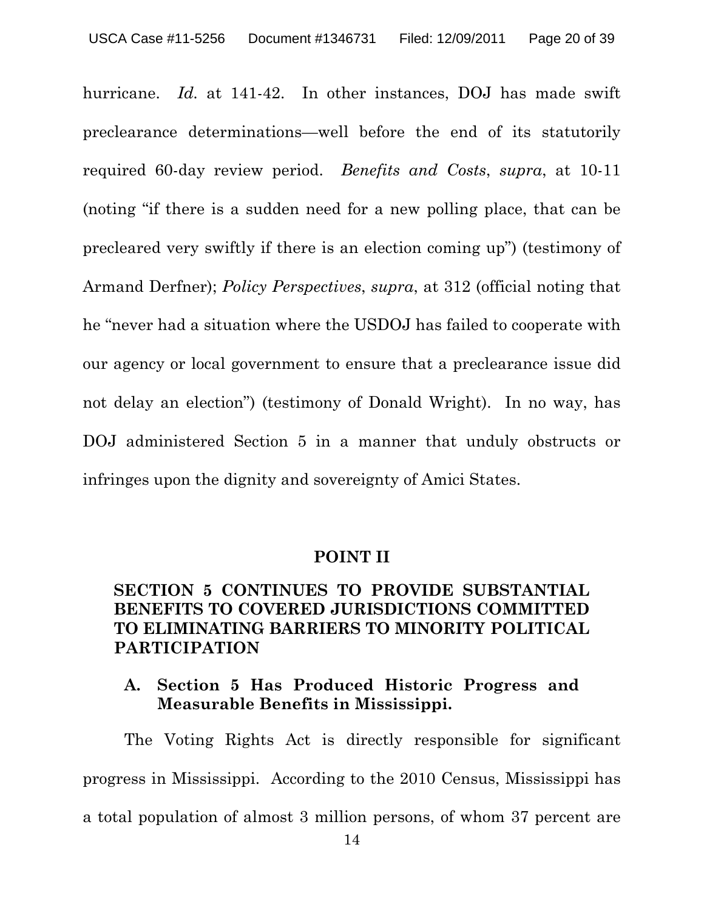hurricane. *Id.* at 141-42. In other instances, DOJ has made swift preclearance determinations—well before the end of its statutorily required 60-day review period. *Benefits and Costs*, *supra*, at 10-11 (noting "if there is a sudden need for a new polling place, that can be precleared very swiftly if there is an election coming up") (testimony of Armand Derfner); *Policy Perspectives*, *supra*, at 312 (official noting that he "never had a situation where the USDOJ has failed to cooperate with our agency or local government to ensure that a preclearance issue did not delay an election") (testimony of Donald Wright). In no way, has DOJ administered Section 5 in a manner that unduly obstructs or infringes upon the dignity and sovereignty of Amici States.

## POINT II

## SECTION 5 CONTINUES TO PROVIDE SUBSTANTIAL BENEFITS TO COVERED JURISDICTIONS COMMITTED TO ELIMINATING BARRIERS TO MINORITY POLITICAL PARTICIPATION

### A. Section 5 Has Produced Historic Progress and Measurable Benefits in Mississippi.

The Voting Rights Act is directly responsible for significant progress in Mississippi. According to the 2010 Census, Mississippi has a total population of almost 3 million persons, of whom 37 percent are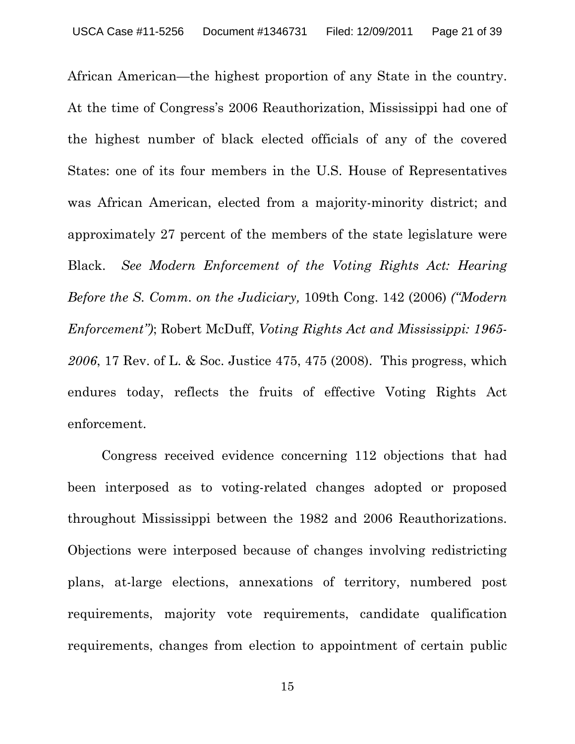African American—the highest proportion of any State in the country. At the time of Congress's 2006 Reauthorization, Mississippi had one of the highest number of black elected officials of any of the covered States: one of its four members in the U.S. House of Representatives was African American, elected from a majority-minority district; and approximately 27 percent of the members of the state legislature were Black. *See Modern Enforcement of the Voting Rights Act: Hearing Before the S. Comm. on the Judiciary,* 109th Cong. 142 (2006) *("Modern Enforcement")*; Robert McDuff, *Voting Rights Act and Mississippi: 1965-2006*, 17 Rev. of L. & Soc. Justice 475, 475 (2008). This progress, which endures today, reflects the fruits of effective Voting Rights Act enforcement.

Congress received evidence concerning 112 objections that had been interposed as to voting-related changes adopted or proposed throughout Mississippi between the 1982 and 2006 Reauthorizations. Objections were interposed because of changes involving redistricting plans, at-large elections, annexations of territory, numbered post requirements, majority vote requirements, candidate qualification requirements, changes from election to appointment of certain public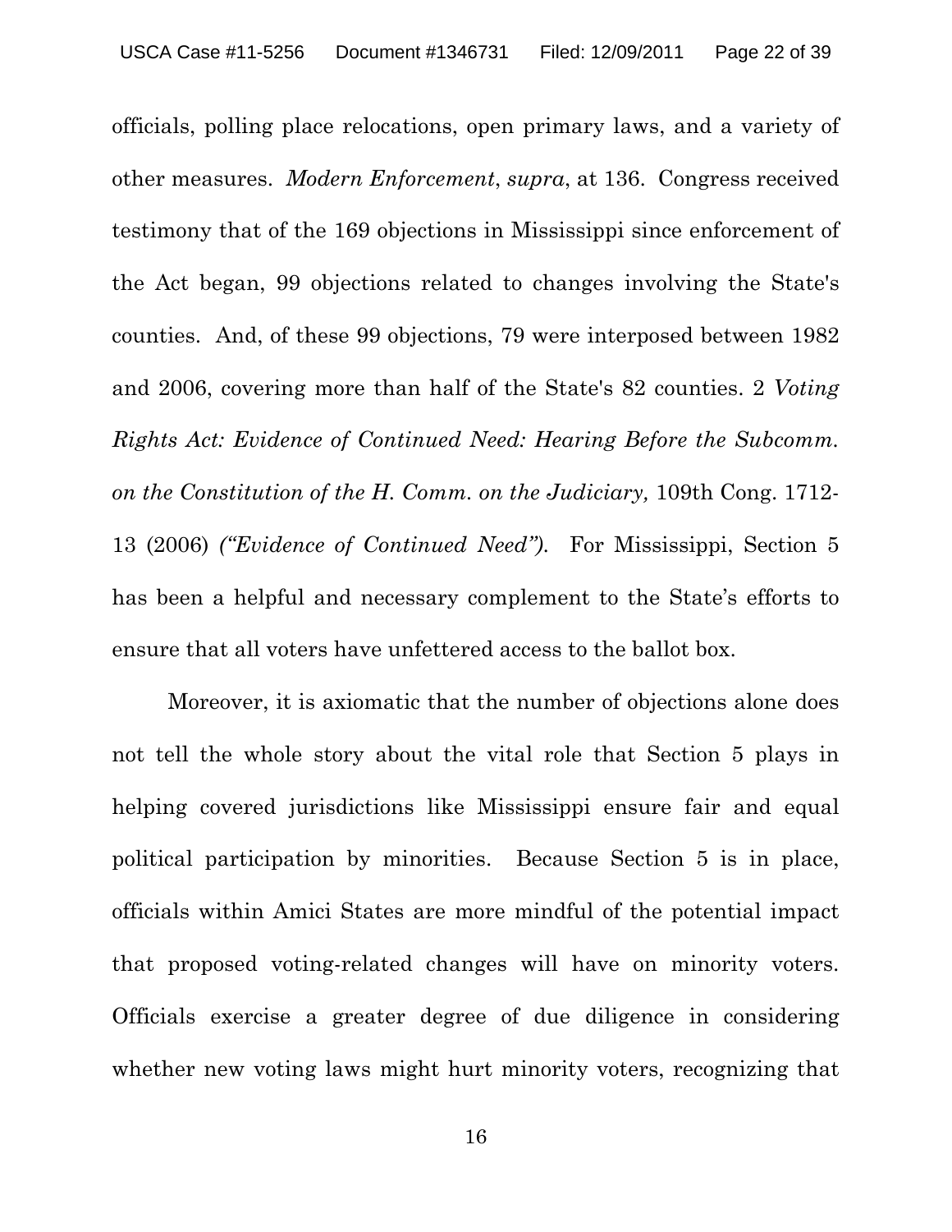officials, polling place relocations, open primary laws, and a variety of other measures. *Modern Enforcement*, *supra*, at 136. Congress received testimony that of the 169 objections in Mississippi since enforcement of the Act began, 99 objections related to changes involving the State's counties. And, of these 99 objections, 79 were interposed between 1982 and 2006, covering more than half of the State's 82 counties. 2 *Voting Rights Act: Evidence of Continued Need: Hearing Before the Subcomm. on the Constitution of the H. Comm. on the Judiciary,* 109th Cong. 1712-13 (2006) *("Evidence of Continued Need").* For Mississippi, Section 5 has been a helpful and necessary complement to the State's efforts to ensure that all voters have unfettered access to the ballot box.

Moreover, it is axiomatic that the number of objections alone does not tell the whole story about the vital role that Section 5 plays in helping covered jurisdictions like Mississippi ensure fair and equal political participation by minorities. Because Section 5 is in place, officials within Amici States are more mindful of the potential impact that proposed voting-related changes will have on minority voters. Officials exercise a greater degree of due diligence in considering whether new voting laws might hurt minority voters, recognizing that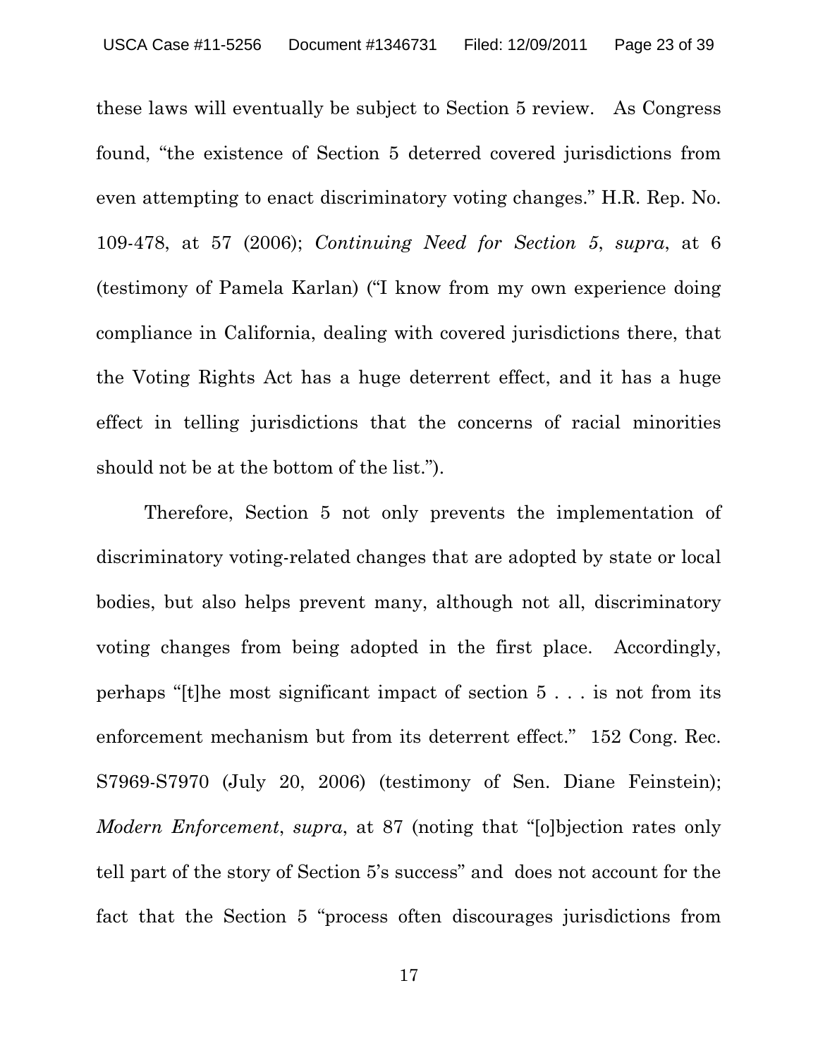these laws will eventually be subject to Section 5 review. As Congress found, "the existence of Section 5 deterred covered jurisdictions from even attempting to enact discriminatory voting changes." H.R. Rep. No. 109-478, at 57 (2006); *Continuing Need for Section 5*, *supra*, at 6 (testimony of Pamela Karlan) ("I know from my own experience doing compliance in California, dealing with covered jurisdictions there, that the Voting Rights Act has a huge deterrent effect, and it has a huge effect in telling jurisdictions that the concerns of racial minorities should not be at the bottom of the list.").

Therefore, Section 5 not only prevents the implementation of discriminatory voting-related changes that are adopted by state or local bodies, but also helps prevent many, although not all, discriminatory voting changes from being adopted in the first place. Accordingly, perhaps "[t]he most significant impact of section 5 . . . is not from its enforcement mechanism but from its deterrent effect." 152 Cong. Rec. S7969-S7970 (July 20, 2006) (testimony of Sen. Diane Feinstein); *Modern Enforcement*, *supra*, at 87 (noting that "[o]bjection rates only tell part of the story of Section 5's success" and does not account for the fact that the Section 5 "process often discourages jurisdictions from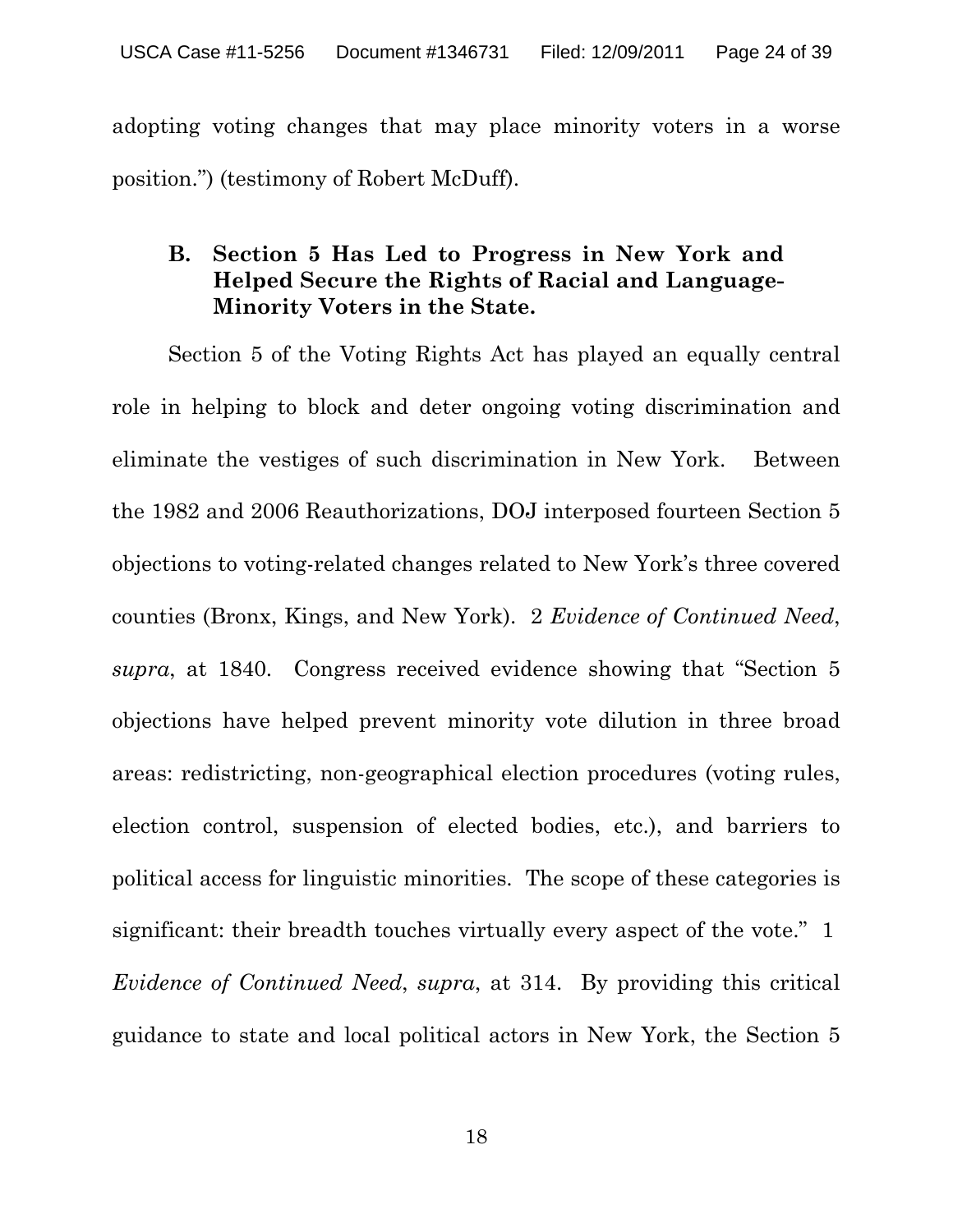adopting voting changes that may place minority voters in a worse position.") (testimony of Robert McDuff).

### B. Section 5 Has Led to Progress in New York and Helped Secure the Rights of Racial and Language-Minority Voters in the State.

Section 5 of the Voting Rights Act has played an equally central role in helping to block and deter ongoing voting discrimination and eliminate the vestiges of such discrimination in New York. Between the 1982 and 2006 Reauthorizations, DOJ interposed fourteen Section 5 objections to voting-related changes related to New York's three covered counties (Bronx, Kings, and New York). 2 *Evidence of Continued Need*, *supra*, at 1840. Congress received evidence showing that "Section 5 objections have helped prevent minority vote dilution in three broad areas: redistricting, non-geographical election procedures (voting rules, election control, suspension of elected bodies, etc.), and barriers to political access for linguistic minorities. The scope of these categories is significant: their breadth touches virtually every aspect of the vote." 1 *Evidence of Continued Need*, *supra*, at 314. By providing this critical guidance to state and local political actors in New York, the Section 5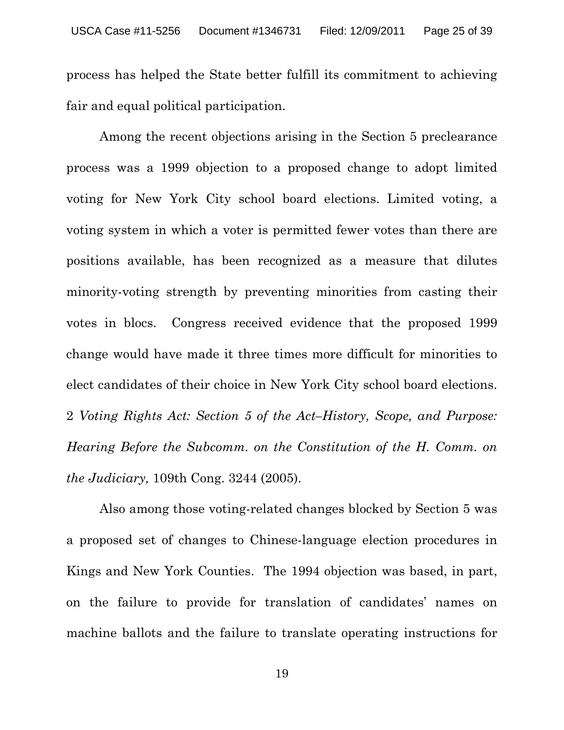process has helped the State better fulfill its commitment to achieving fair and equal political participation.

Among the recent objections arising in the Section 5 preclearance process was a 1999 objection to a proposed change to adopt limited voting for New York City school board elections. Limited voting, a voting system in which a voter is permitted fewer votes than there are positions available, has been recognized as a measure that dilutes minority-voting strength by preventing minorities from casting their votes in blocs. Congress received evidence that the proposed 1999 change would have made it three times more difficult for minorities to elect candidates of their choice in New York City school board elections. 2 *Voting Rights Act: Section 5 of the Act–History, Scope, and Purpose: Hearing Before the Subcomm. on the Constitution of the H. Comm. on the Judiciary,* 109th Cong. 3244 (2005).

Also among those voting-related changes blocked by Section 5 was a proposed set of changes to Chinese-language election procedures in Kings and New York Counties. The 1994 objection was based, in part, on the failure to provide for translation of candidates' names on machine ballots and the failure to translate operating instructions for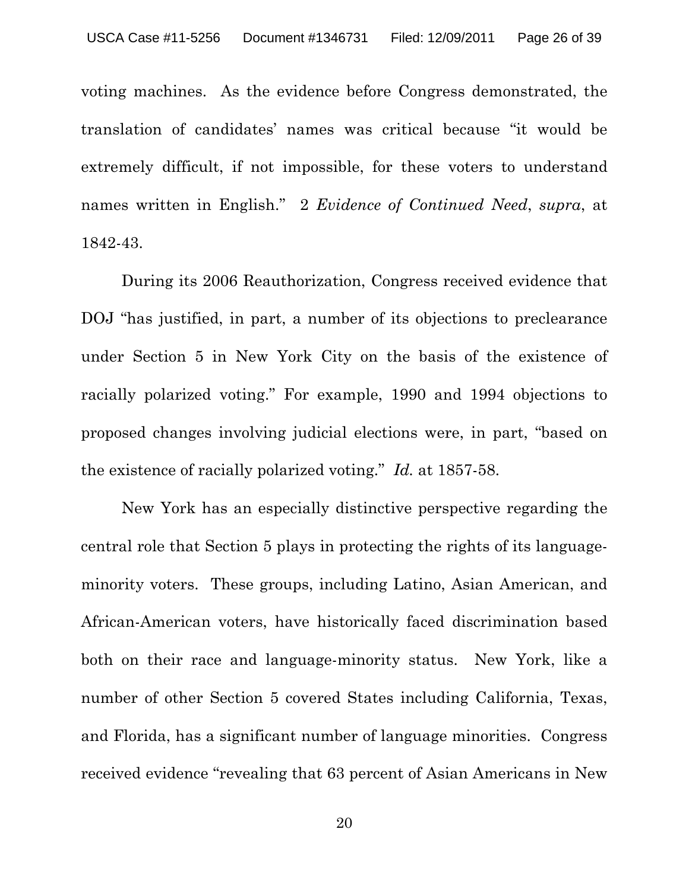voting machines. As the evidence before Congress demonstrated, the translation of candidates' names was critical because "it would be extremely difficult, if not impossible, for these voters to understand names written in English." 2 *Evidence of Continued Need*, *supra*, at 1842-43.

During its 2006 Reauthorization, Congress received evidence that DOJ "has justified, in part, a number of its objections to preclearance under Section 5 in New York City on the basis of the existence of racially polarized voting." For example, 1990 and 1994 objections to proposed changes involving judicial elections were, in part, "based on the existence of racially polarized voting." *Id.* at 1857-58.

New York has an especially distinctive perspective regarding the central role that Section 5 plays in protecting the rights of its language-minority voters. These groups, including Latino, Asian American, and African-American voters, have historically faced discrimination based both on their race and language-minority status. New York, like a number of other Section 5 covered States including California, Texas, and Florida, has a significant number of language minorities. Congress received evidence "revealing that 63 percent of Asian Americans in New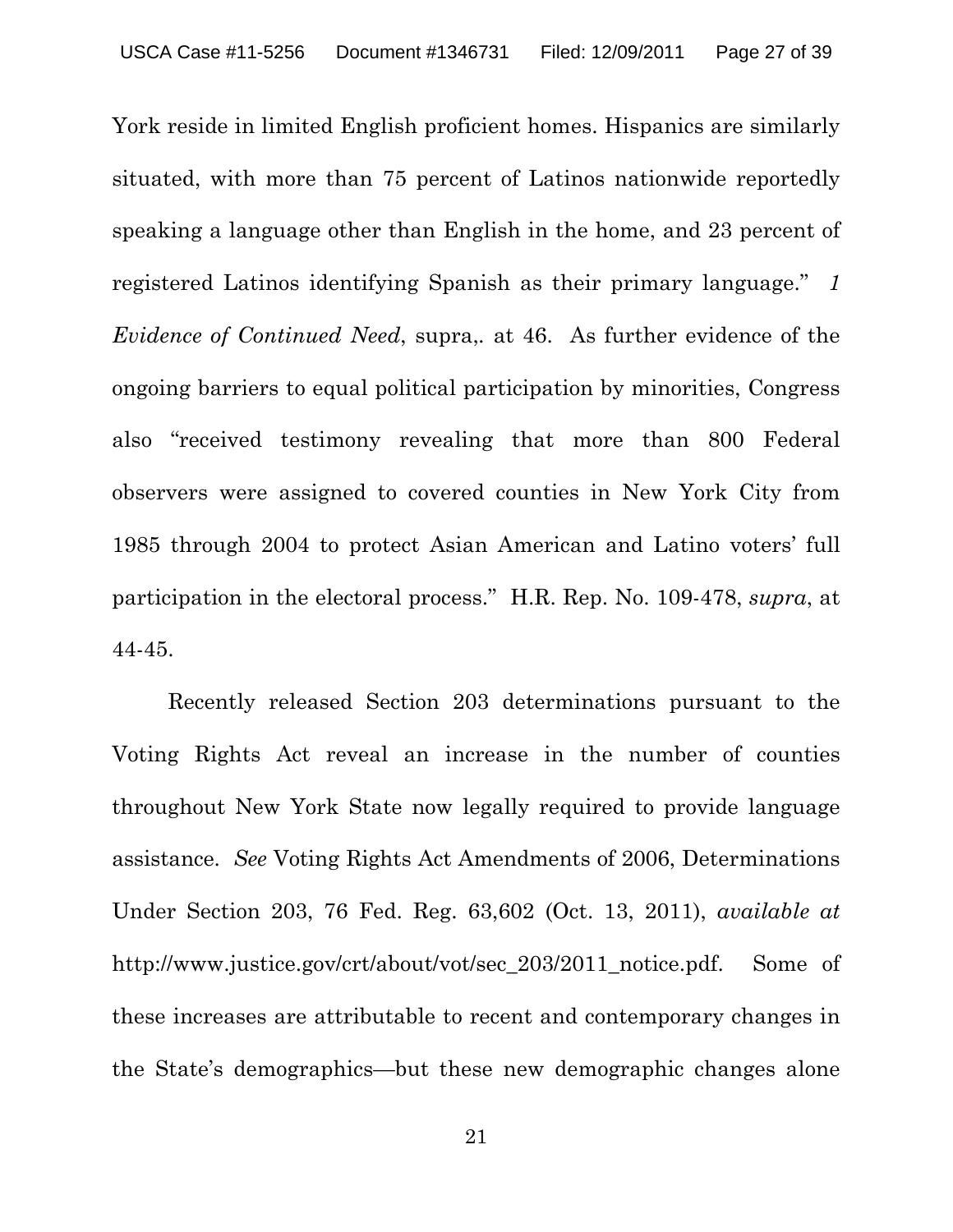York reside in limited English proficient homes. Hispanics are similarly situated, with more than 75 percent of Latinos nationwide reportedly speaking a language other than English in the home, and 23 percent of registered Latinos identifying Spanish as their primary language." *1 Evidence of Continued Need*, supra,. at 46. As further evidence of the ongoing barriers to equal political participation by minorities, Congress also "received testimony revealing that more than 800 Federal observers were assigned to covered counties in New York City from 1985 through 2004 to protect Asian American and Latino voters' full participation in the electoral process." H.R. Rep. No. 109-478, *supra*, at 44-45.

Recently released Section 203 determinations pursuant to the Voting Rights Act reveal an increase in the number of counties throughout New York State now legally required to provide language assistance. *See* Voting Rights Act Amendments of 2006, Determinations Under Section 203, 76 Fed. Reg. 63,602 (Oct. 13, 2011), *available at* http://www.justice.gov/crt/about/vot/sec_203/2011_notice.pdf. Some of these increases are attributable to recent and contemporary changes in the State's demographics—but these new demographic changes alone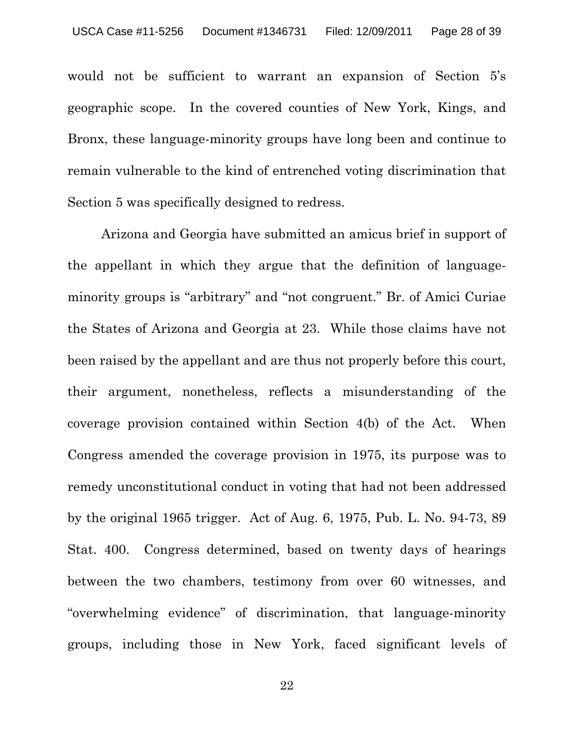would not be sufficient to warrant an expansion of Section 5's geographic scope. In the covered counties of New York, Kings, and Bronx, these language-minority groups have long been and continue to remain vulnerable to the kind of entrenched voting discrimination that Section 5 was specifically designed to redress.

Arizona and Georgia have submitted an amicus brief in support of the appellant in which they argue that the definition of language-minority groups is "arbitrary" and "not congruent." Br. of Amici Curiae the States of Arizona and Georgia at 23. While those claims have not been raised by the appellant and are thus not properly before this court, their argument, nonetheless, reflects a misunderstanding of the coverage provision contained within Section 4(b) of the Act. When Congress amended the coverage provision in 1975, its purpose was to remedy unconstitutional conduct in voting that had not been addressed by the original 1965 trigger. Act of Aug. 6, 1975, Pub. L. No. 94-73, 89 Stat. 400. Congress determined, based on twenty days of hearings between the two chambers, testimony from over 60 witnesses, and "overwhelming evidence" of discrimination, that language-minority groups, including those in New York, faced significant levels of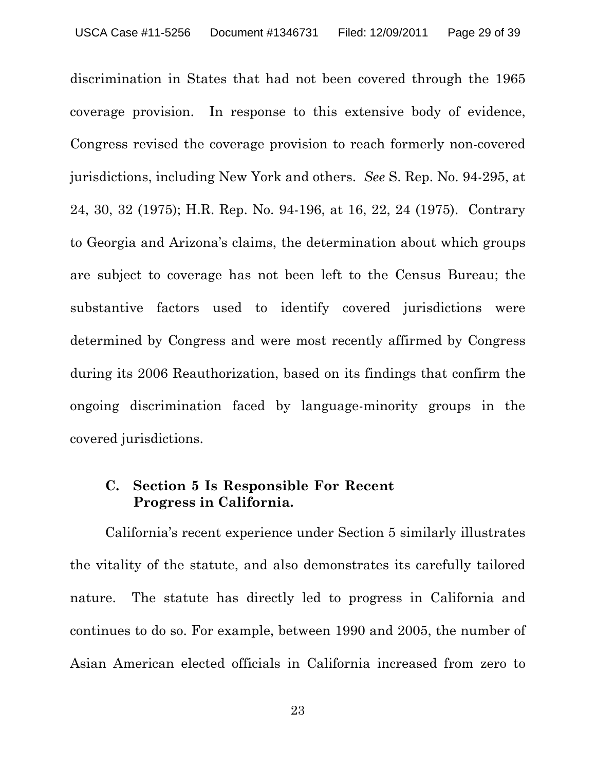discrimination in States that had not been covered through the 1965 coverage provision. In response to this extensive body of evidence, Congress revised the coverage provision to reach formerly non-covered jurisdictions, including New York and others. *See* S. Rep. No. 94-295, at 24, 30, 32 (1975); H.R. Rep. No. 94-196, at 16, 22, 24 (1975). Contrary to Georgia and Arizona's claims, the determination about which groups are subject to coverage has not been left to the Census Bureau; the substantive factors used to identify covered jurisdictions were determined by Congress and were most recently affirmed by Congress during its 2006 Reauthorization, based on its findings that confirm the ongoing discrimination faced by language-minority groups in the covered jurisdictions.

### C. Section 5 Is Responsible For Recent Progress in California.

California's recent experience under Section 5 similarly illustrates the vitality of the statute, and also demonstrates its carefully tailored nature. The statute has directly led to progress in California and continues to do so. For example, between 1990 and 2005, the number of Asian American elected officials in California increased from zero to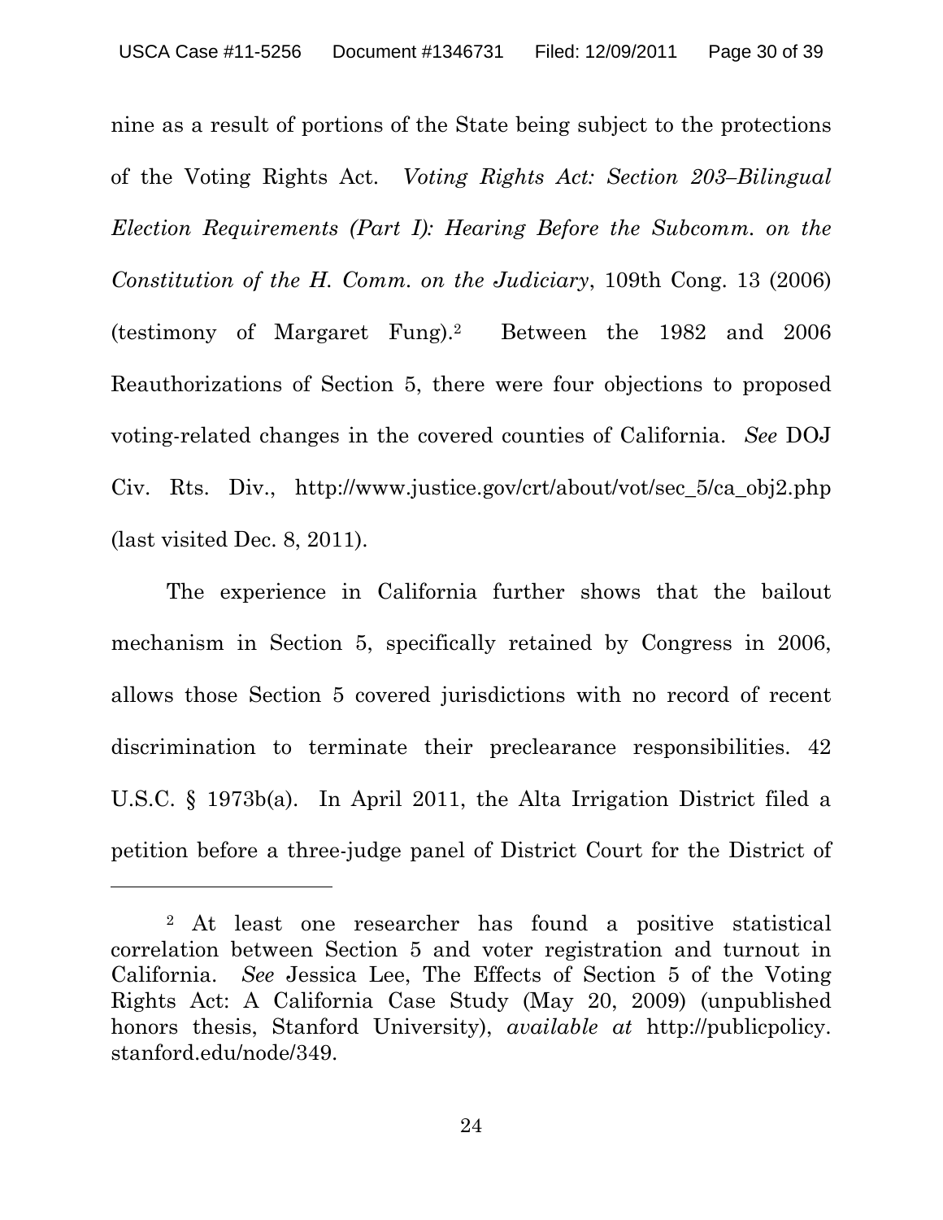nine as a result of portions of the State being subject to the protections of the Voting Rights Act. *Voting Rights Act: Section 203–Bilingual Election Requirements (Part I): Hearing Before the Subcomm. on the Constitution of the H. Comm. on the Judiciary*, 109th Cong. 13 (2006) (testimony of Margaret Fung).[2] Between the 1982 and 2006 Reauthorizations of Section 5, there were four objections to proposed voting-related changes in the covered counties of California. *See* DOJ Civ. Rts. Div., http://www.justice.gov/crt/about/vot/sec_5/ca_obj2.php (last visited Dec. 8, 2011).

The experience in California further shows that the bailout mechanism in Section 5, specifically retained by Congress in 2006, allows those Section 5 covered jurisdictions with no record of recent discrimination to terminate their preclearance responsibilities. 42 U.S.C. § 1973b(a). In April 2011, the Alta Irrigation District filed a petition before a three-judge panel of District Court for the District of

---

[2] At least one researcher has found a positive statistical correlation between Section 5 and voter registration and turnout in California. *See* Jessica Lee, The Effects of Section 5 of the Voting Rights Act: A California Case Study (May 20, 2009) (unpublished honors thesis, Stanford University), *available at* http://publicpolicy.stanford.edu/node/349.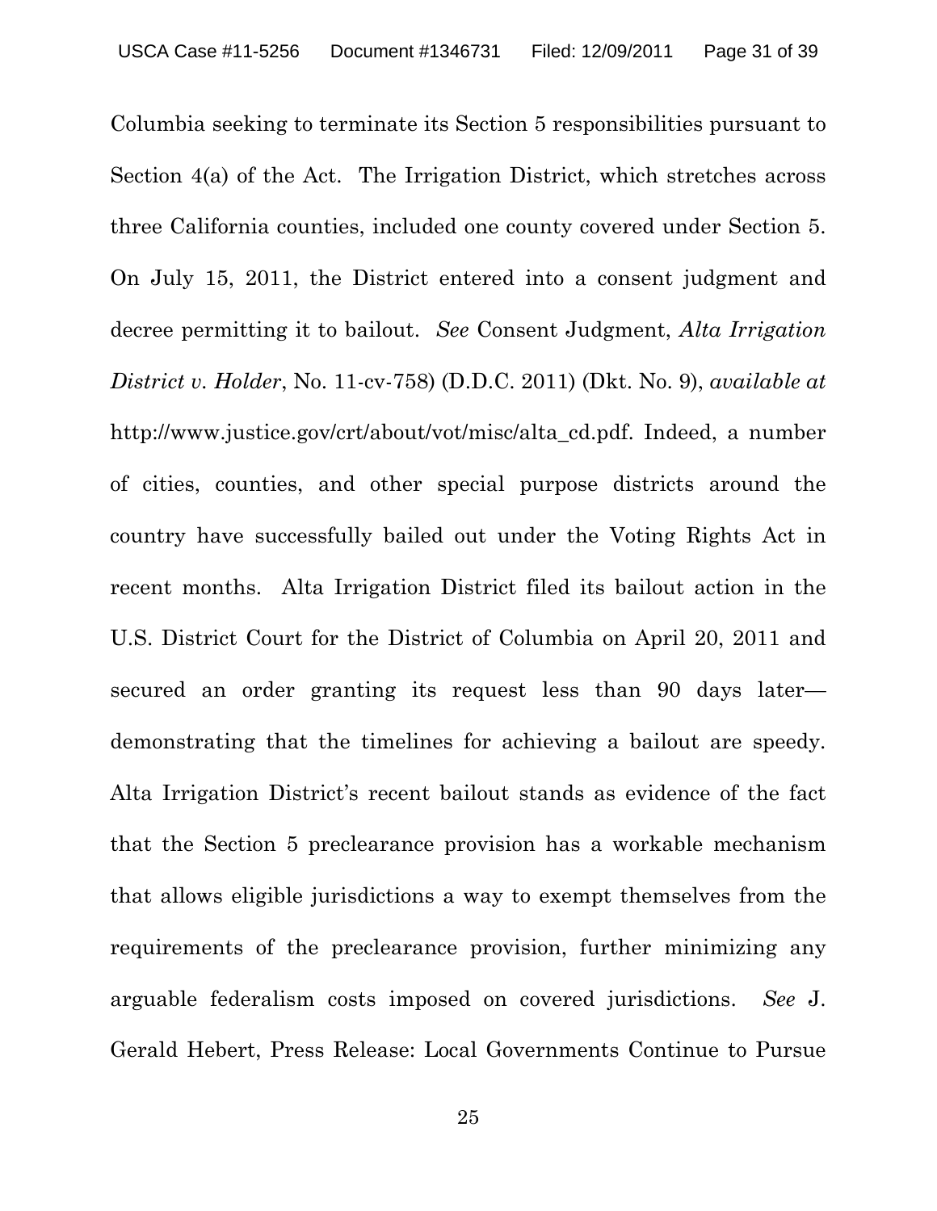Columbia seeking to terminate its Section 5 responsibilities pursuant to Section 4(a) of the Act. The Irrigation District, which stretches across three California counties, included one county covered under Section 5. On July 15, 2011, the District entered into a consent judgment and decree permitting it to bailout. *See* Consent Judgment, *Alta Irrigation District v. Holder*, No. 11-cv-758) (D.D.C. 2011) (Dkt. No. 9), *available at* http://www.justice.gov/crt/about/vot/misc/alta_cd.pdf. Indeed, a number of cities, counties, and other special purpose districts around the country have successfully bailed out under the Voting Rights Act in recent months. Alta Irrigation District filed its bailout action in the U.S. District Court for the District of Columbia on April 20, 2011 and secured an order granting its request less than 90 days later—demonstrating that the timelines for achieving a bailout are speedy. Alta Irrigation District's recent bailout stands as evidence of the fact that the Section 5 preclearance provision has a workable mechanism that allows eligible jurisdictions a way to exempt themselves from the requirements of the preclearance provision, further minimizing any arguable federalism costs imposed on covered jurisdictions. *See* J. Gerald Hebert, Press Release: Local Governments Continue to Pursue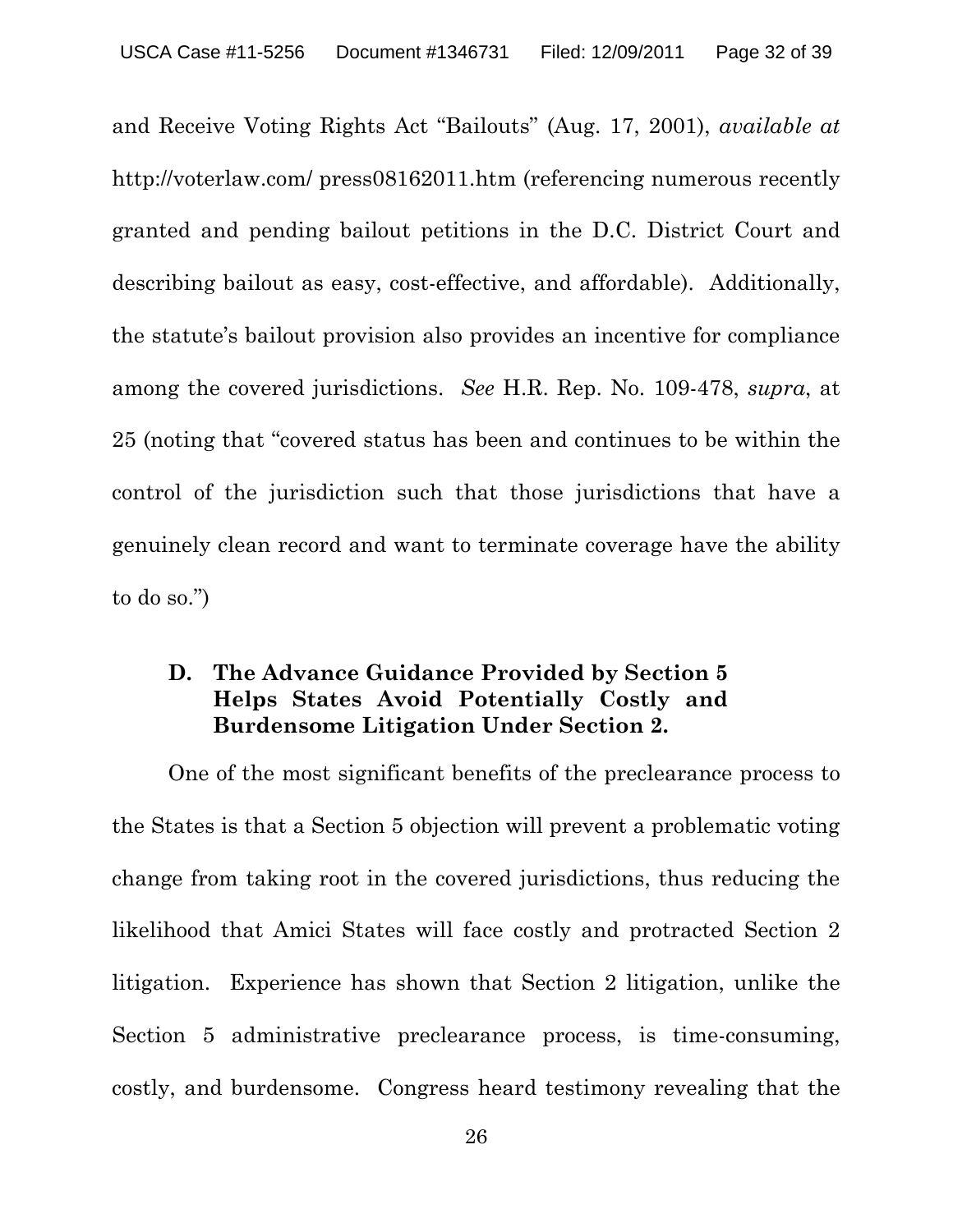and Receive Voting Rights Act "Bailouts" (Aug. 17, 2001), *available at* http://voterlaw.com/ press08162011.htm (referencing numerous recently granted and pending bailout petitions in the D.C. District Court and describing bailout as easy, cost-effective, and affordable). Additionally, the statute's bailout provision also provides an incentive for compliance among the covered jurisdictions. *See* H.R. Rep. No. 109-478, *supra*, at 25 (noting that "covered status has been and continues to be within the control of the jurisdiction such that those jurisdictions that have a genuinely clean record and want to terminate coverage have the ability to do so.")

### D. The Advance Guidance Provided by Section 5 Helps States Avoid Potentially Costly and Burdensome Litigation Under Section 2.

One of the most significant benefits of the preclearance process to the States is that a Section 5 objection will prevent a problematic voting change from taking root in the covered jurisdictions, thus reducing the likelihood that Amici States will face costly and protracted Section 2 litigation. Experience has shown that Section 2 litigation, unlike the Section 5 administrative preclearance process, is time-consuming, costly, and burdensome. Congress heard testimony revealing that the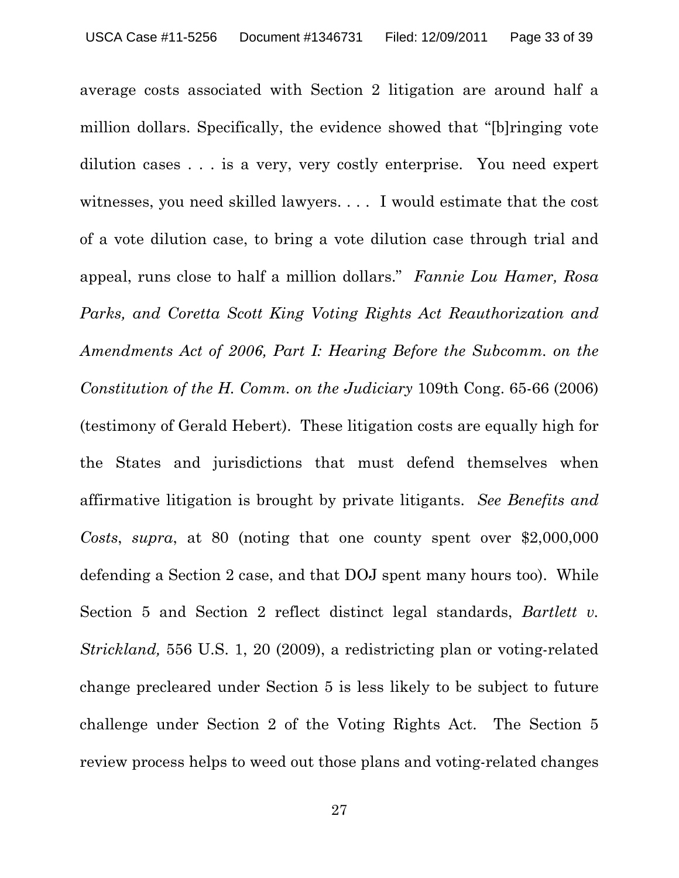average costs associated with Section 2 litigation are around half a million dollars. Specifically, the evidence showed that "[b]ringing vote dilution cases . . . is a very, very costly enterprise. You need expert witnesses, you need skilled lawyers. . . . I would estimate that the cost of a vote dilution case, to bring a vote dilution case through trial and appeal, runs close to half a million dollars." *Fannie Lou Hamer, Rosa Parks, and Coretta Scott King Voting Rights Act Reauthorization and Amendments Act of 2006, Part I: Hearing Before the Subcomm. on the Constitution of the H. Comm. on the Judiciary* 109th Cong. 65-66 (2006) (testimony of Gerald Hebert). These litigation costs are equally high for the States and jurisdictions that must defend themselves when affirmative litigation is brought by private litigants. *See Benefits and Costs*, *supra*, at 80 (noting that one county spent over $2,000,000 defending a Section 2 case, and that DOJ spent many hours too). While Section 5 and Section 2 reflect distinct legal standards, *Bartlett v. Strickland,* 556 U.S. 1, 20 (2009), a redistricting plan or voting-related change precleared under Section 5 is less likely to be subject to future challenge under Section 2 of the Voting Rights Act. The Section 5 review process helps to weed out those plans and voting-related changes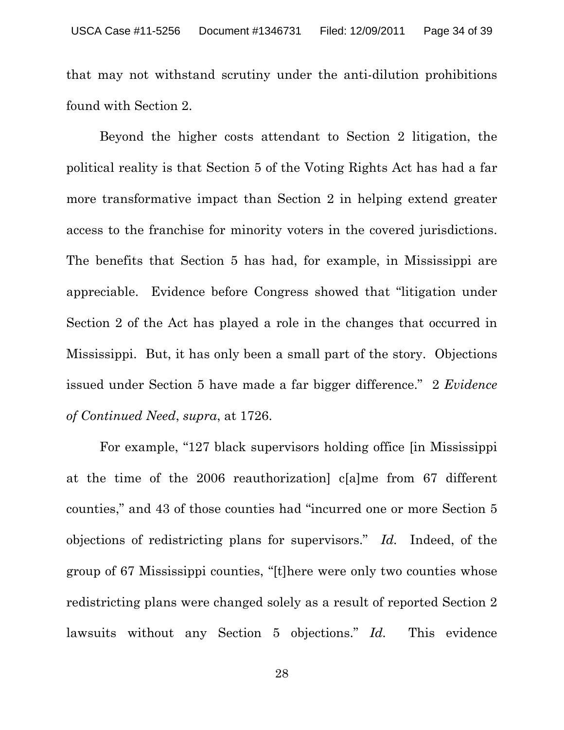that may not withstand scrutiny under the anti-dilution prohibitions found with Section 2.

Beyond the higher costs attendant to Section 2 litigation, the political reality is that Section 5 of the Voting Rights Act has had a far more transformative impact than Section 2 in helping extend greater access to the franchise for minority voters in the covered jurisdictions. The benefits that Section 5 has had, for example, in Mississippi are appreciable. Evidence before Congress showed that "litigation under Section 2 of the Act has played a role in the changes that occurred in Mississippi. But, it has only been a small part of the story. Objections issued under Section 5 have made a far bigger difference." 2 *Evidence of Continued Need*, *supra*, at 1726.

For example, "127 black supervisors holding office [in Mississippi at the time of the 2006 reauthorization] c[a]me from 67 different counties," and 43 of those counties had "incurred one or more Section 5 objections of redistricting plans for supervisors." *Id.* Indeed, of the group of 67 Mississippi counties, "[t]here were only two counties whose redistricting plans were changed solely as a result of reported Section 2 lawsuits without any Section 5 objections." *Id.* This evidence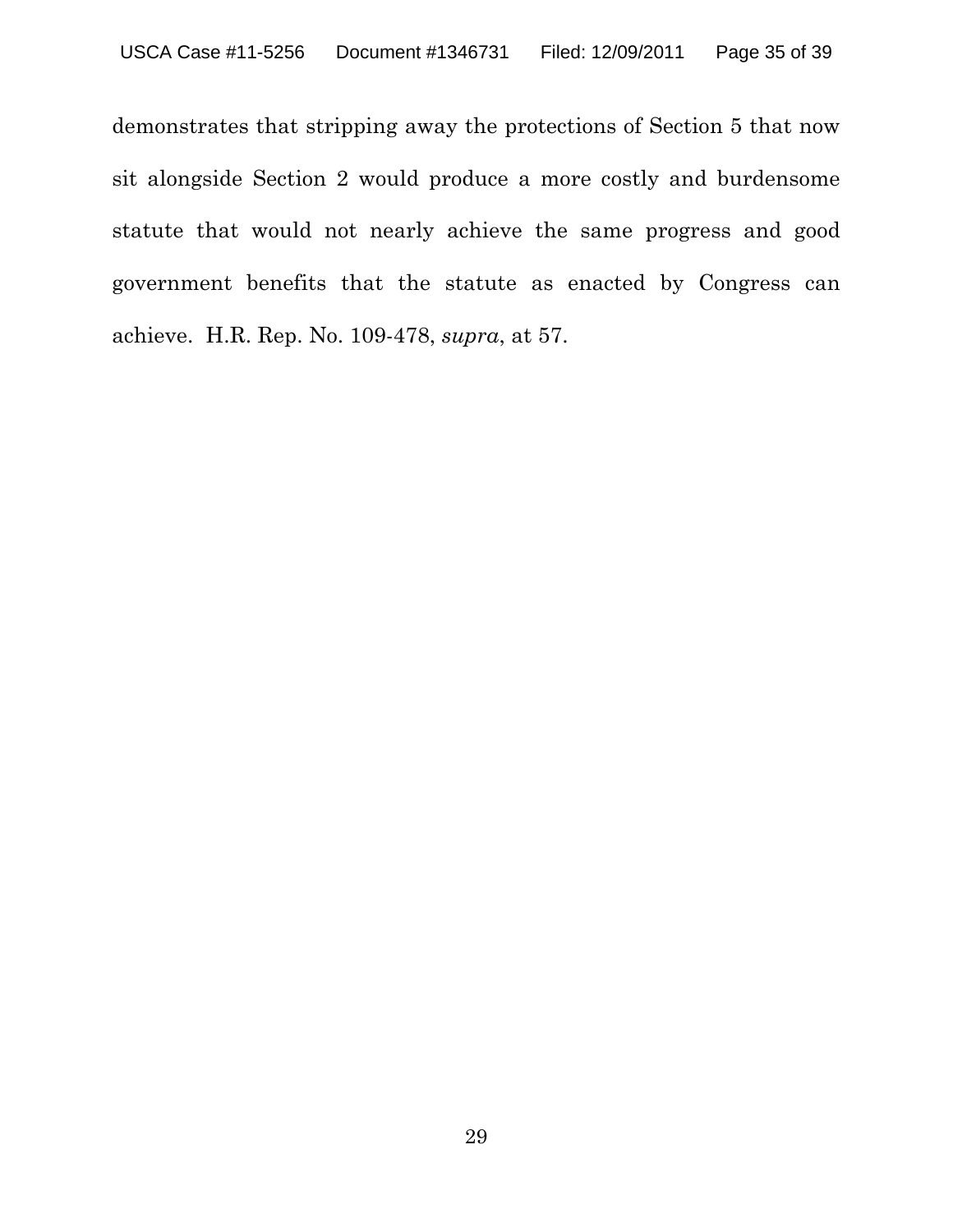demonstrates that stripping away the protections of Section 5 that now sit alongside Section 2 would produce a more costly and burdensome statute that would not nearly achieve the same progress and good government benefits that the statute as enacted by Congress can achieve. H.R. Rep. No. 109-478, *supra*, at 57.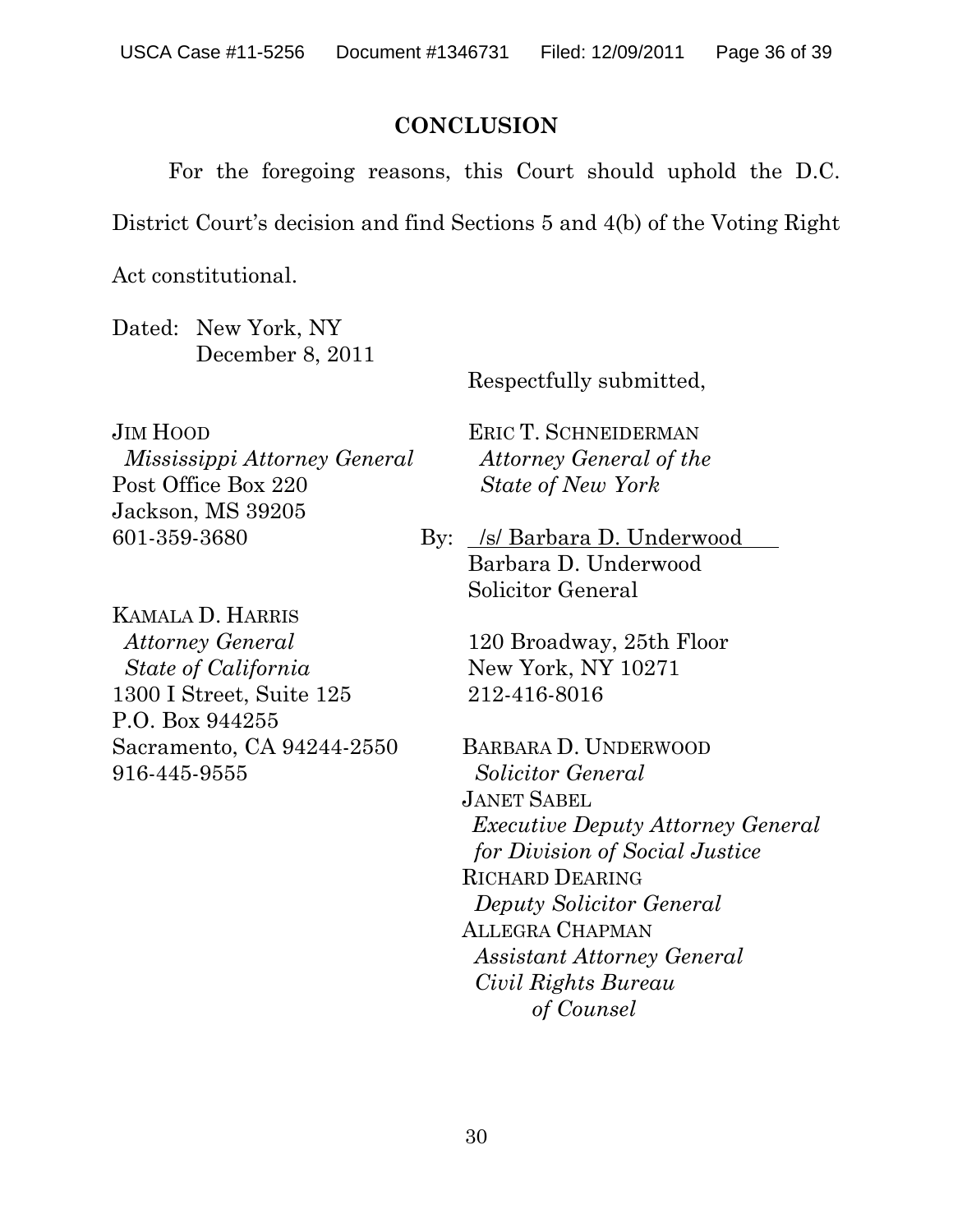## CONCLUSION

For the foregoing reasons, this Court should uphold the D.C. District Court's decision and find Sections 5 and 4(b) of the Voting Right Act constitutional.

Dated: New York, NY
December 8, 2011

Respectfully submitted,

JIM HOOD
*Mississippi Attorney General*
Post Office Box 220
Jackson, MS 39205
601-359-3680

KAMALA D. HARRIS
*Attorney General*
*State of California*
1300 I Street, Suite 125
P.O. Box 944255
Sacramento, CA 94244-2550
916-445-9555

ERIC T. SCHNEIDERMAN
*Attorney General of the State of New York*

By: /s/ Barbara D. Underwood
Barbara D. Underwood
Solicitor General

120 Broadway, 25th Floor
New York, NY 10271
212-416-8016

BARBARA D. UNDERWOOD
*Solicitor General*
JANET SABEL
*Executive Deputy Attorney General for Division of Social Justice*
RICHARD DEARING
*Deputy Solicitor General*
ALLEGRA CHAPMAN
*Assistant Attorney General*
*Civil Rights Bureau*
*of Counsel*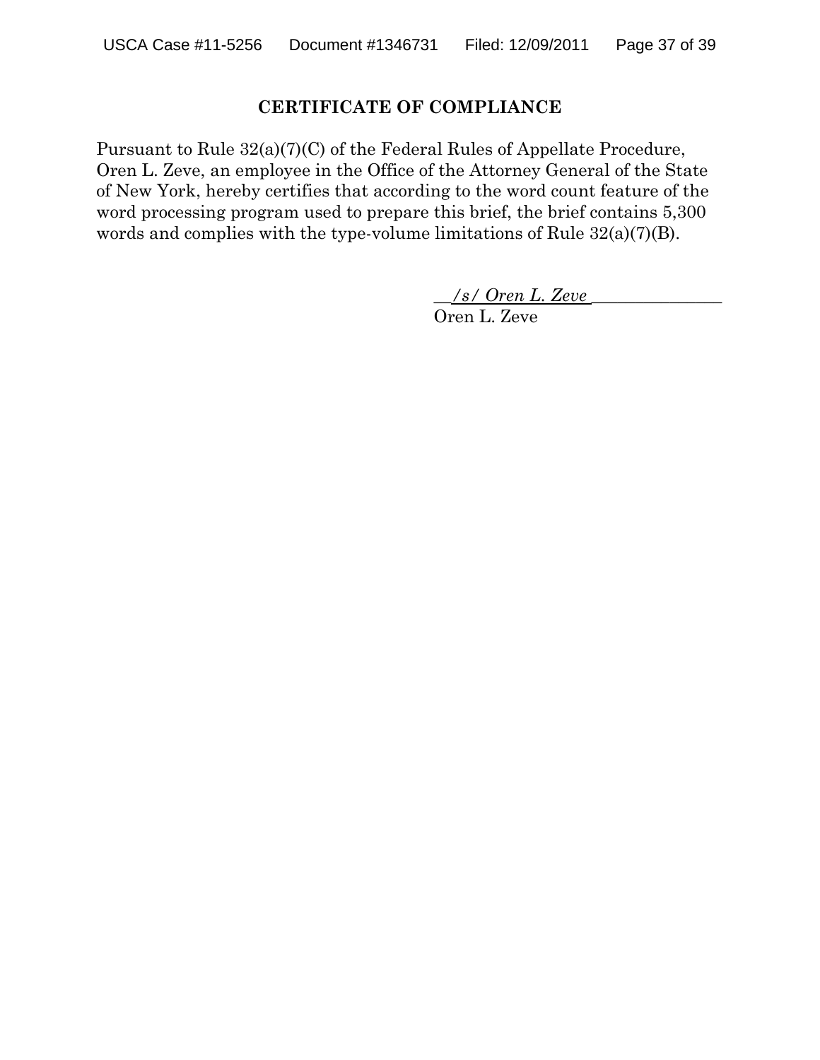## CERTIFICATE OF COMPLIANCE

Pursuant to Rule 32(a)(7)(C) of the Federal Rules of Appellate Procedure, Oren L. Zeve, an employee in the Office of the Attorney General of the State of New York, hereby certifies that according to the word count feature of the word processing program used to prepare this brief, the brief contains 5,300 words and complies with the type-volume limitations of Rule 32(a)(7)(B).

*/s/ Oren L. Zeve*
Oren L. Zeve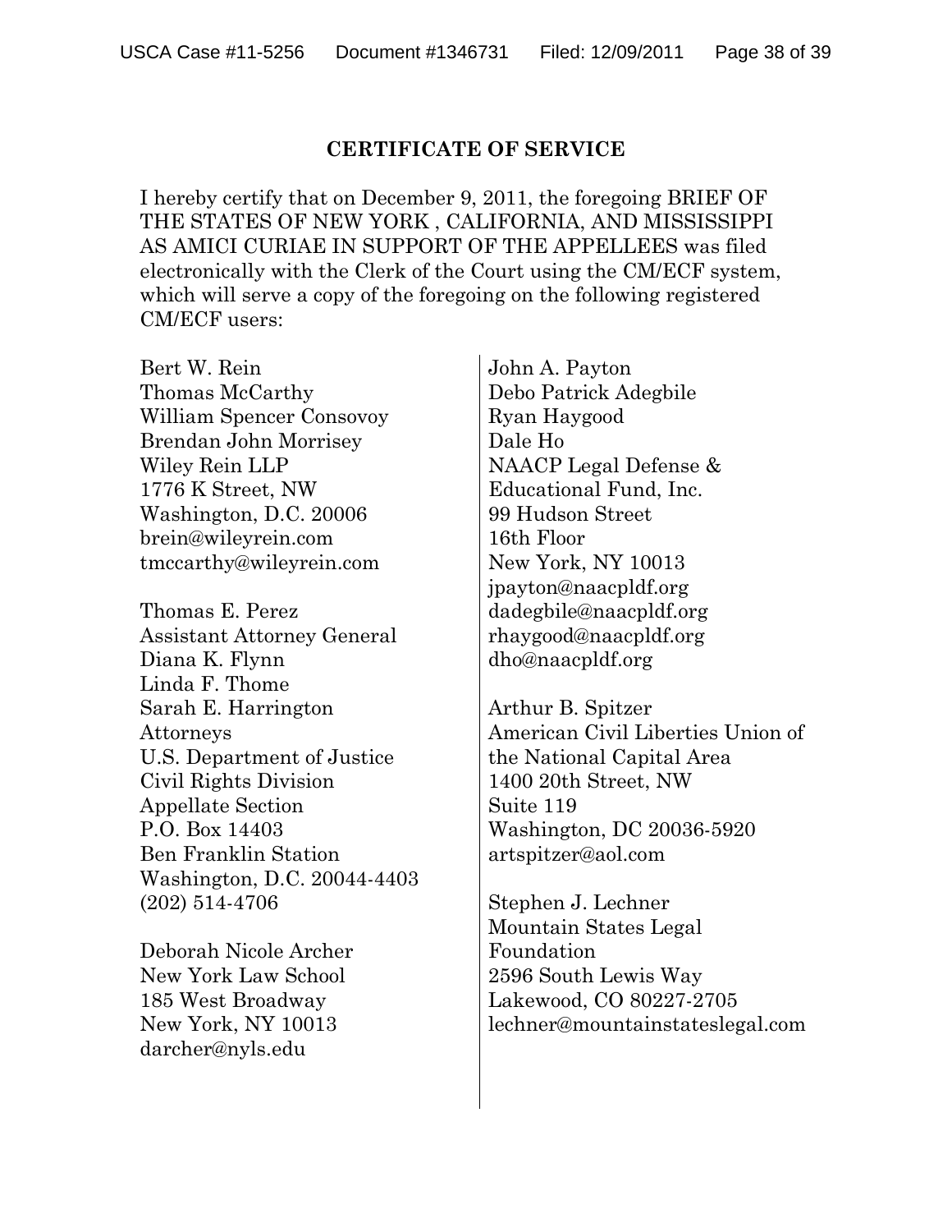## CERTIFICATE OF SERVICE

I hereby certify that on December 9, 2011, the foregoing BRIEF OF THE STATES OF NEW YORK , CALIFORNIA, AND MISSISSIPPI AS AMICI CURIAE IN SUPPORT OF THE APPELLEES was filed electronically with the Clerk of the Court using the CM/ECF system, which will serve a copy of the foregoing on the following registered CM/ECF users:

Bert W. Rein
Thomas McCarthy
William Spencer Consovoy
Brendan John Morrisey
Wiley Rein LLP
1776 K Street, NW
Washington, D.C. 20006
brein@wileyrein.com
tmccarthy@wileyrein.com

Thomas E. Perez
Assistant Attorney General
Diana K. Flynn
Linda F. Thome
Sarah E. Harrington
Attorneys
U.S. Department of Justice
Civil Rights Division
Appellate Section
P.O. Box 14403
Ben Franklin Station
Washington, D.C. 20044-4403
(202) 514-4706

Deborah Nicole Archer
New York Law School
185 West Broadway
New York, NY 10013
darcher@nyls.edu

John A. Payton
Debo Patrick Adegbile
Ryan Haygood
Dale Ho
NAACP Legal Defense &
Educational Fund, Inc.
99 Hudson Street
16th Floor
New York, NY 10013
jpayton@naacpldf.org
dadegbile@naacpldf.org
rhaygood@naacpldf.org
dho@naacpldf.org

Arthur B. Spitzer
American Civil Liberties Union of
the National Capital Area
1400 20th Street, NW
Suite 119
Washington, DC 20036-5920
artspitzer@aol.com

Stephen J. Lechner
Mountain States Legal
Foundation
2596 South Lewis Way
Lakewood, CO 80227-2705
lechner@mountainstateslegal.com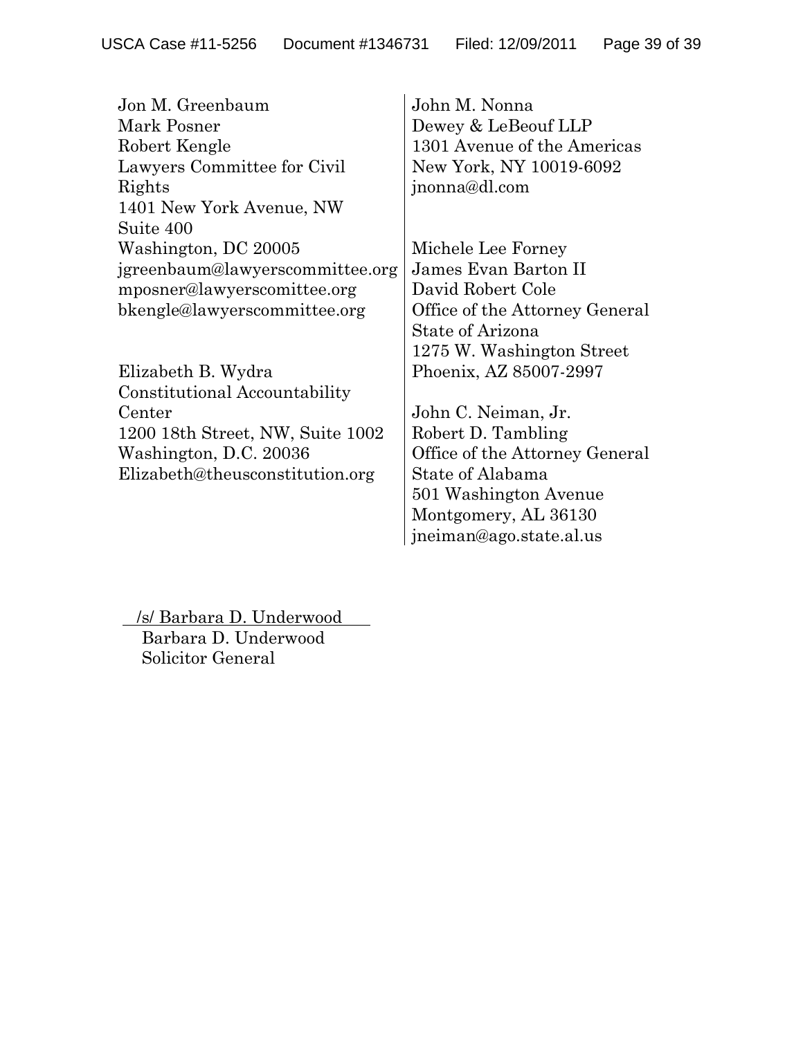Jon M. Greenbaum
Mark Posner
Robert Kengle
Lawyers Committee for Civil Rights
1401 New York Avenue, NW
Suite 400
Washington, DC 20005
jgreenbaum@lawyerscommittee.org
mposner@lawyerscomittee.org
bkengle@lawyerscommittee.org

Elizabeth B. Wydra
Constitutional Accountability Center
1200 18th Street, NW, Suite 1002
Washington, D.C. 20036
Elizabeth@theusconstitution.org

John M. Nonna
Dewey & LeBeouf LLP
1301 Avenue of the Americas
New York, NY 10019-6092
jnonna@dl.com

Michele Lee Forney
James Evan Barton II
David Robert Cole
Office of the Attorney General
State of Arizona
1275 W. Washington Street
Phoenix, AZ 85007-2997

John C. Neiman, Jr.
Robert D. Tambling
Office of the Attorney General
State of Alabama
501 Washington Avenue
Montgomery, AL 36130
jneiman@ago.state.al.us

/s/ Barbara D. Underwood
Barbara D. Underwood
Solicitor General